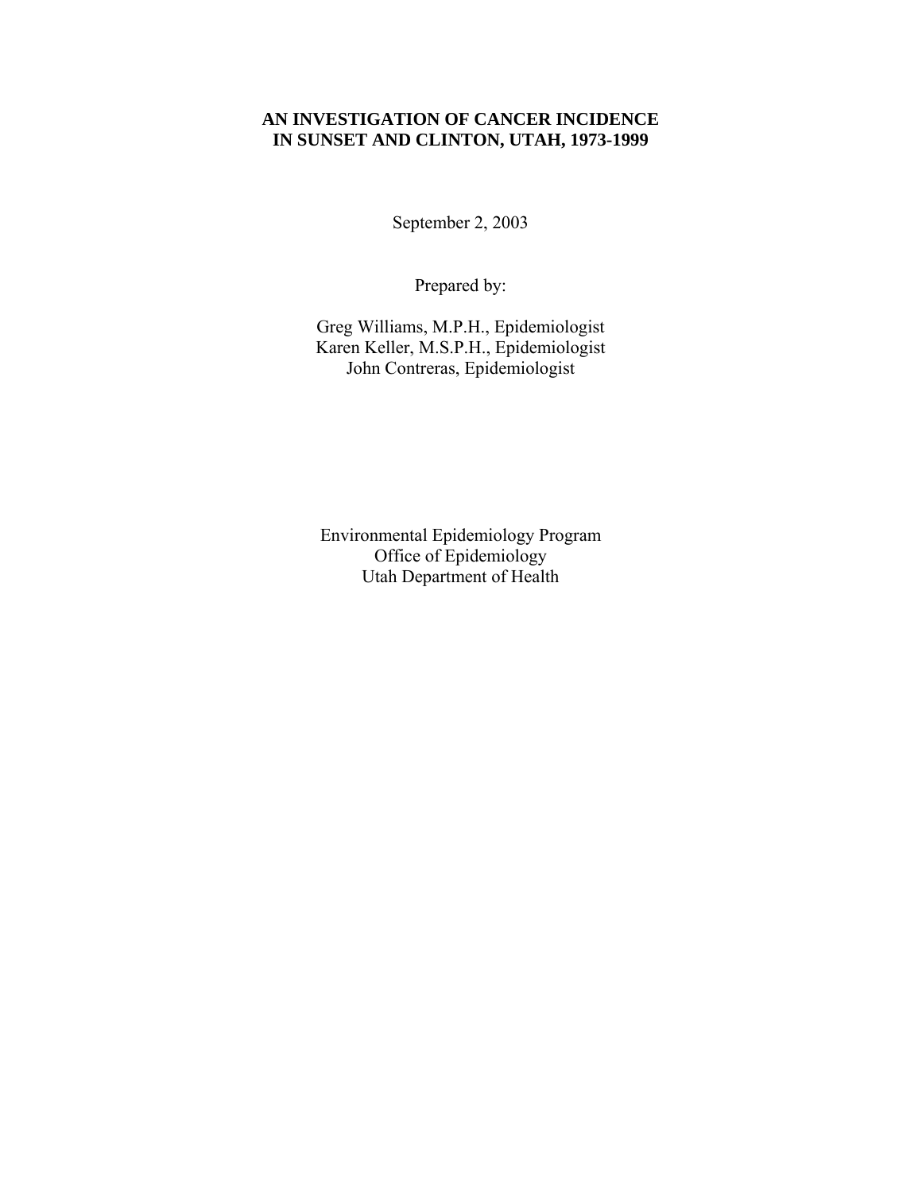# AN INVESTIGATION OF CANCER INCIDENCE IN SUNSET AND CLINTON, UTAH, 1973-1999

September 2, 2003

Prepared by:

Greg Williams, M.P.H., Epidemiologist
Karen Keller, M.S.P.H., Epidemiologist
John Contreras, Epidemiologist

Environmental Epidemiology Program
Office of Epidemiology
Utah Department of Health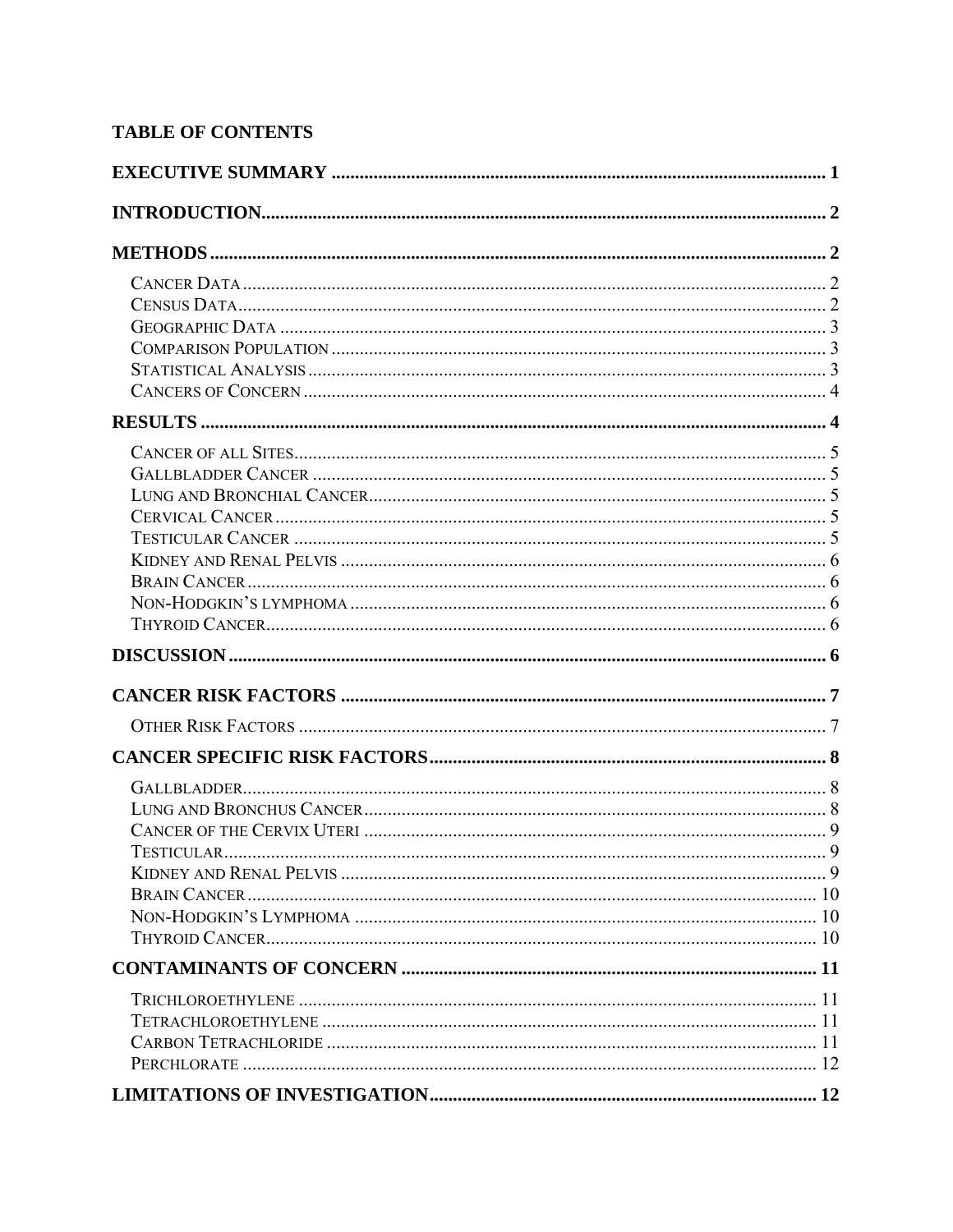## TABLE OF CONTENTS

**EXECUTIVE SUMMARY** ........................................................................................................ 1

**INTRODUCTION** ........................................................................................................ 2

**METHODS** ........................................................................................................ 2

- Cancer Data ........................................................................................................ 2
- Census Data ........................................................................................................ 2
- Geographic Data ........................................................................................................ 3
- Comparison Population ........................................................................................................ 3
- Statistical Analysis ........................................................................................................ 3
- Cancers of Concern ........................................................................................................ 4

**RESULTS** ........................................................................................................ 4

- Cancer of all Sites ........................................................................................................ 5
- Gallbladder Cancer ........................................................................................................ 5
- Lung and Bronchial Cancer ........................................................................................................ 5
- Cervical Cancer ........................................................................................................ 5
- Testicular Cancer ........................................................................................................ 5
- Kidney and Renal Pelvis ........................................................................................................ 6
- Brain Cancer ........................................................................................................ 6
- Non-Hodgkin's lymphoma ........................................................................................................ 6
- Thyroid Cancer ........................................................................................................ 6

**DISCUSSION** ........................................................................................................ 6

**CANCER RISK FACTORS** ........................................................................................................ 7

- Other Risk Factors ........................................................................................................ 7

**CANCER SPECIFIC RISK FACTORS** ........................................................................................................ 8

- Gallbladder ........................................................................................................ 8
- Lung and Bronchus Cancer ........................................................................................................ 8
- Cancer of the Cervix Uteri ........................................................................................................ 9
- Testicular ........................................................................................................ 9
- Kidney and Renal Pelvis ........................................................................................................ 9
- Brain Cancer ........................................................................................................ 10
- Non-Hodgkin's Lymphoma ........................................................................................................ 10
- Thyroid Cancer ........................................................................................................ 10

**CONTAMINANTS OF CONCERN** ........................................................................................................ 11

- Trichloroethylene ........................................................................................................ 11
- Tetrachloroethylene ........................................................................................................ 11
- Carbon Tetrachloride ........................................................................................................ 11
- Perchlorate ........................................................................................................ 12

**LIMITATIONS OF INVESTIGATION** ........................................................................................................ 12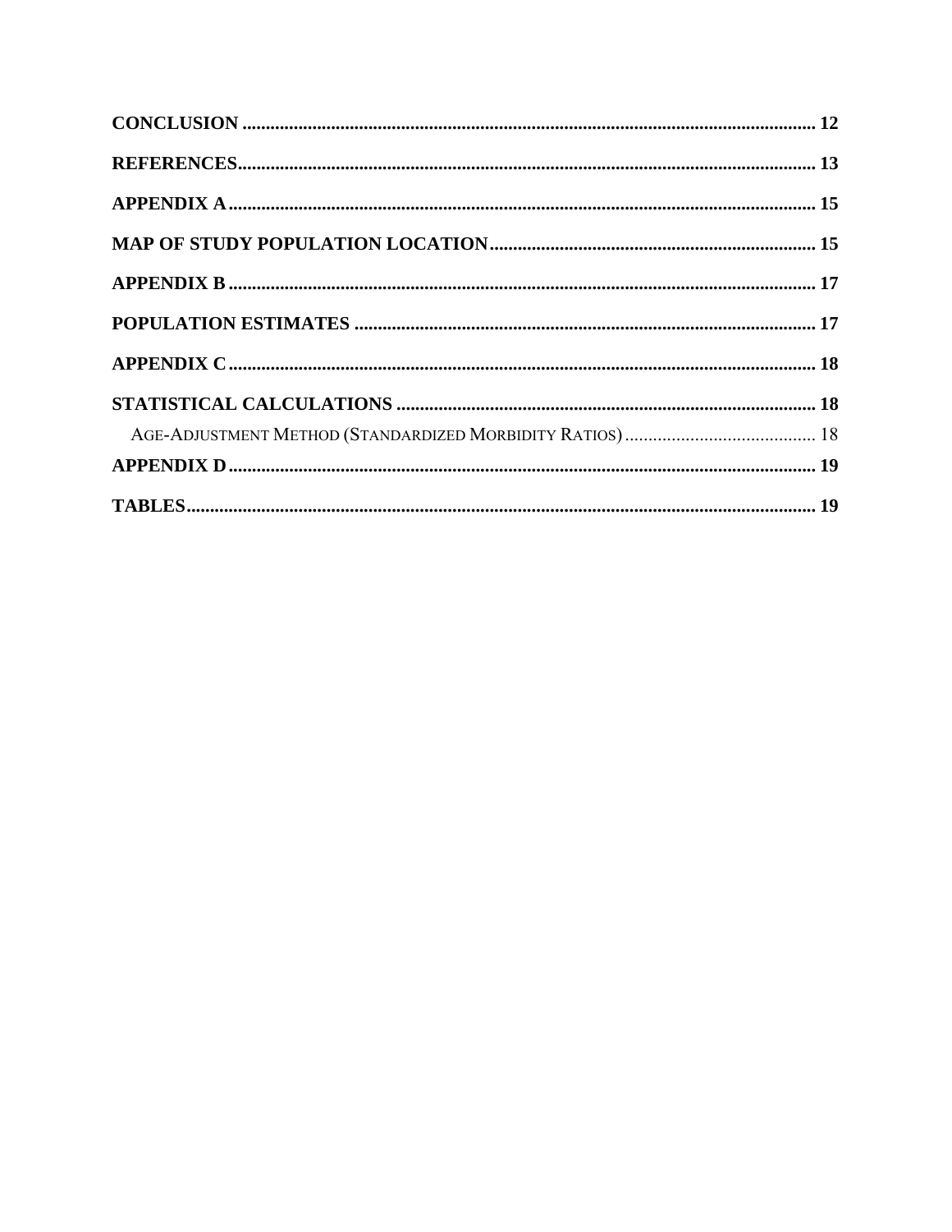**CONCLUSION** .......................................................................................................... **12**

**REFERENCES** .......................................................................................................... **13**

**APPENDIX A** .......................................................................................................... **15**

**MAP OF STUDY POPULATION LOCATION** .......................................................... **15**

**APPENDIX B** .......................................................................................................... **17**

**POPULATION ESTIMATES** .................................................................................... **17**

**APPENDIX C** .......................................................................................................... **18**

**STATISTICAL CALCULATIONS** ............................................................................ **18**

Age-Adjustment Method (Standardized Morbidity Ratios) ........................................ 18

**APPENDIX D** .......................................................................................................... **19**

**TABLES** .................................................................................................................. **19**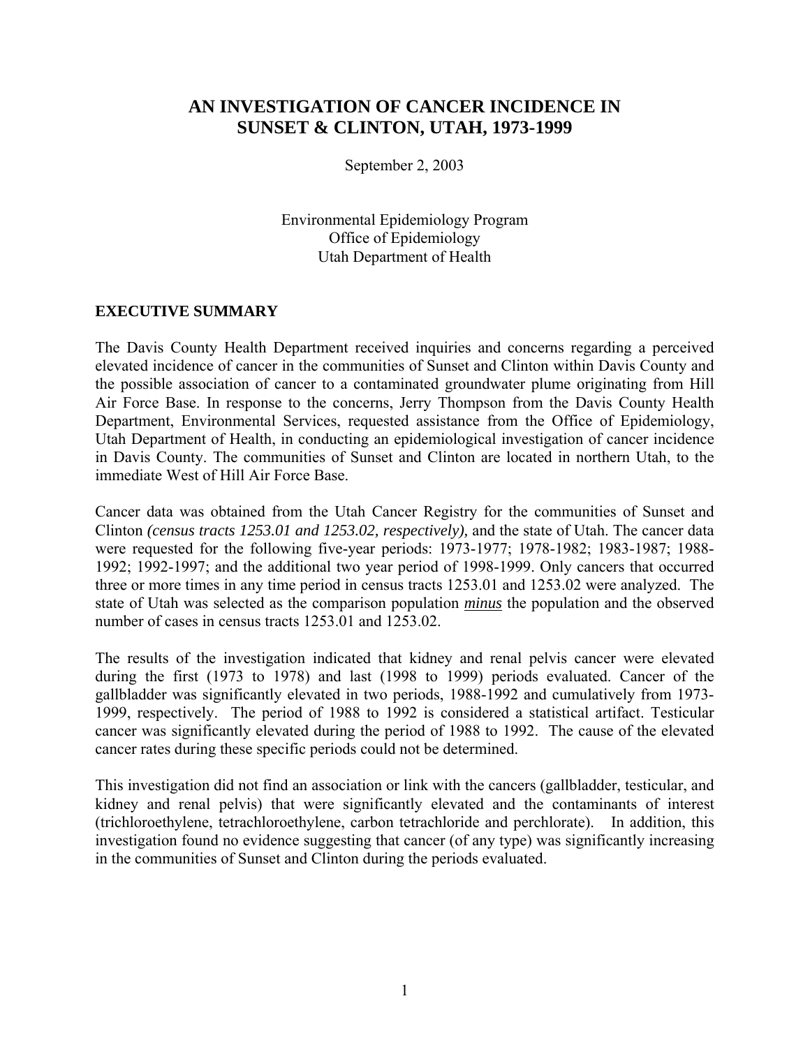# AN INVESTIGATION OF CANCER INCIDENCE IN SUNSET & CLINTON, UTAH, 1973-1999

September 2, 2003

Environmental Epidemiology Program
Office of Epidemiology
Utah Department of Health

## EXECUTIVE SUMMARY

The Davis County Health Department received inquiries and concerns regarding a perceived elevated incidence of cancer in the communities of Sunset and Clinton within Davis County and the possible association of cancer to a contaminated groundwater plume originating from Hill Air Force Base. In response to the concerns, Jerry Thompson from the Davis County Health Department, Environmental Services, requested assistance from the Office of Epidemiology, Utah Department of Health, in conducting an epidemiological investigation of cancer incidence in Davis County. The communities of Sunset and Clinton are located in northern Utah, to the immediate West of Hill Air Force Base.

Cancer data was obtained from the Utah Cancer Registry for the communities of Sunset and Clinton *(census tracts 1253.01 and 1253.02, respectively),* and the state of Utah. The cancer data were requested for the following five-year periods: 1973-1977; 1978-1982; 1983-1987; 1988-1992; 1992-1997; and the additional two year period of 1998-1999. Only cancers that occurred three or more times in any time period in census tracts 1253.01 and 1253.02 were analyzed. The state of Utah was selected as the comparison population ***minus*** the population and the observed number of cases in census tracts 1253.01 and 1253.02.

The results of the investigation indicated that kidney and renal pelvis cancer were elevated during the first (1973 to 1978) and last (1998 to 1999) periods evaluated. Cancer of the gallbladder was significantly elevated in two periods, 1988-1992 and cumulatively from 1973-1999, respectively. The period of 1988 to 1992 is considered a statistical artifact. Testicular cancer was significantly elevated during the period of 1988 to 1992. The cause of the elevated cancer rates during these specific periods could not be determined.

This investigation did not find an association or link with the cancers (gallbladder, testicular, and kidney and renal pelvis) that were significantly elevated and the contaminants of interest (trichloroethylene, tetrachloroethylene, carbon tetrachloride and perchlorate). In addition, this investigation found no evidence suggesting that cancer (of any type) was significantly increasing in the communities of Sunset and Clinton during the periods evaluated.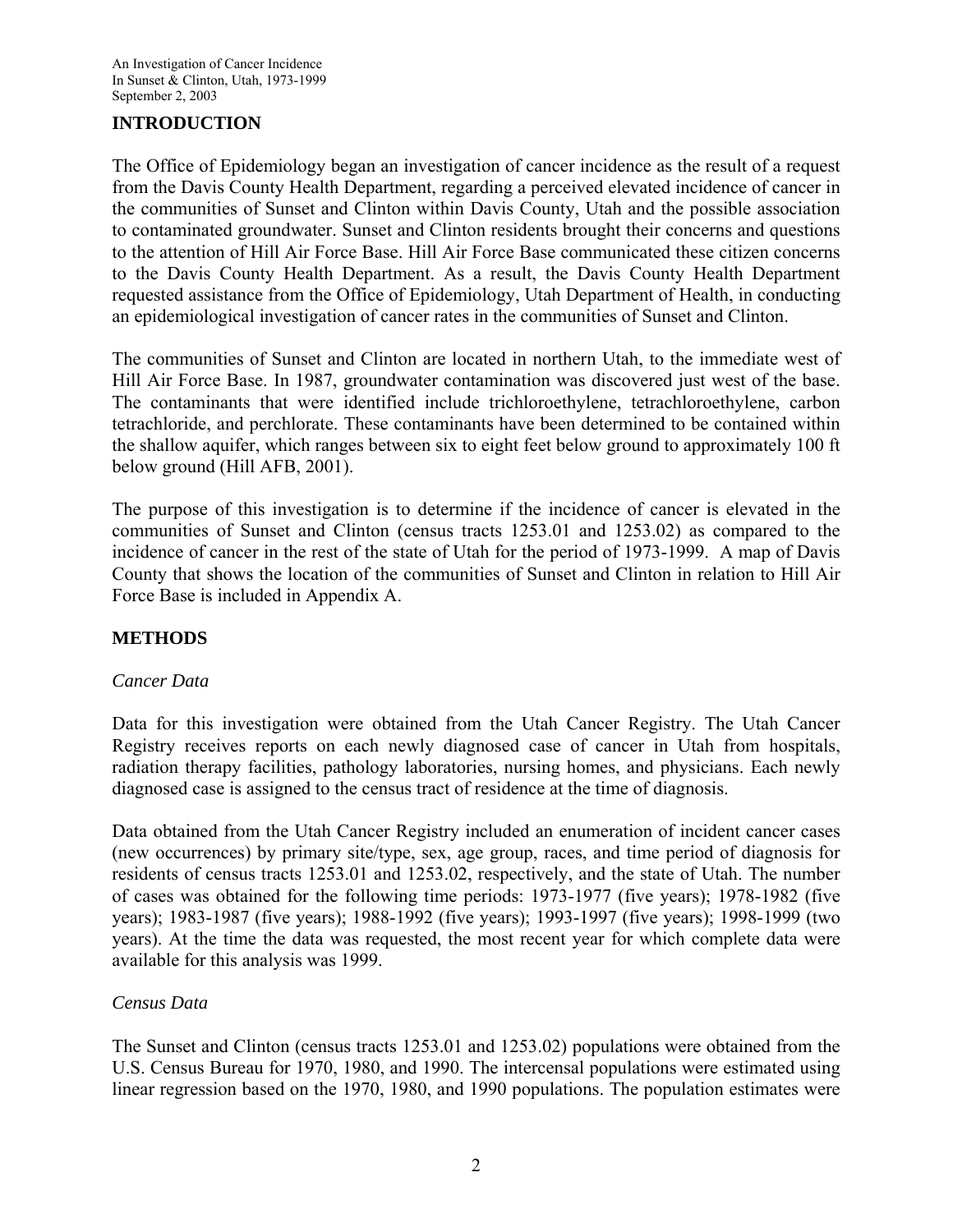## INTRODUCTION

The Office of Epidemiology began an investigation of cancer incidence as the result of a request from the Davis County Health Department, regarding a perceived elevated incidence of cancer in the communities of Sunset and Clinton within Davis County, Utah and the possible association to contaminated groundwater. Sunset and Clinton residents brought their concerns and questions to the attention of Hill Air Force Base. Hill Air Force Base communicated these citizen concerns to the Davis County Health Department. As a result, the Davis County Health Department requested assistance from the Office of Epidemiology, Utah Department of Health, in conducting an epidemiological investigation of cancer rates in the communities of Sunset and Clinton.

The communities of Sunset and Clinton are located in northern Utah, to the immediate west of Hill Air Force Base. In 1987, groundwater contamination was discovered just west of the base. The contaminants that were identified include trichloroethylene, tetrachloroethylene, carbon tetrachloride, and perchlorate. These contaminants have been determined to be contained within the shallow aquifer, which ranges between six to eight feet below ground to approximately 100 ft below ground (Hill AFB, 2001).

The purpose of this investigation is to determine if the incidence of cancer is elevated in the communities of Sunset and Clinton (census tracts 1253.01 and 1253.02) as compared to the incidence of cancer in the rest of the state of Utah for the period of 1973-1999. A map of Davis County that shows the location of the communities of Sunset and Clinton in relation to Hill Air Force Base is included in Appendix A.

## METHODS

### *Cancer Data*

Data for this investigation were obtained from the Utah Cancer Registry. The Utah Cancer Registry receives reports on each newly diagnosed case of cancer in Utah from hospitals, radiation therapy facilities, pathology laboratories, nursing homes, and physicians. Each newly diagnosed case is assigned to the census tract of residence at the time of diagnosis.

Data obtained from the Utah Cancer Registry included an enumeration of incident cancer cases (new occurrences) by primary site/type, sex, age group, races, and time period of diagnosis for residents of census tracts 1253.01 and 1253.02, respectively, and the state of Utah. The number of cases was obtained for the following time periods: 1973-1977 (five years); 1978-1982 (five years); 1983-1987 (five years); 1988-1992 (five years); 1993-1997 (five years); 1998-1999 (two years). At the time the data was requested, the most recent year for which complete data were available for this analysis was 1999.

### *Census Data*

The Sunset and Clinton (census tracts 1253.01 and 1253.02) populations were obtained from the U.S. Census Bureau for 1970, 1980, and 1990. The intercensal populations were estimated using linear regression based on the 1970, 1980, and 1990 populations. The population estimates were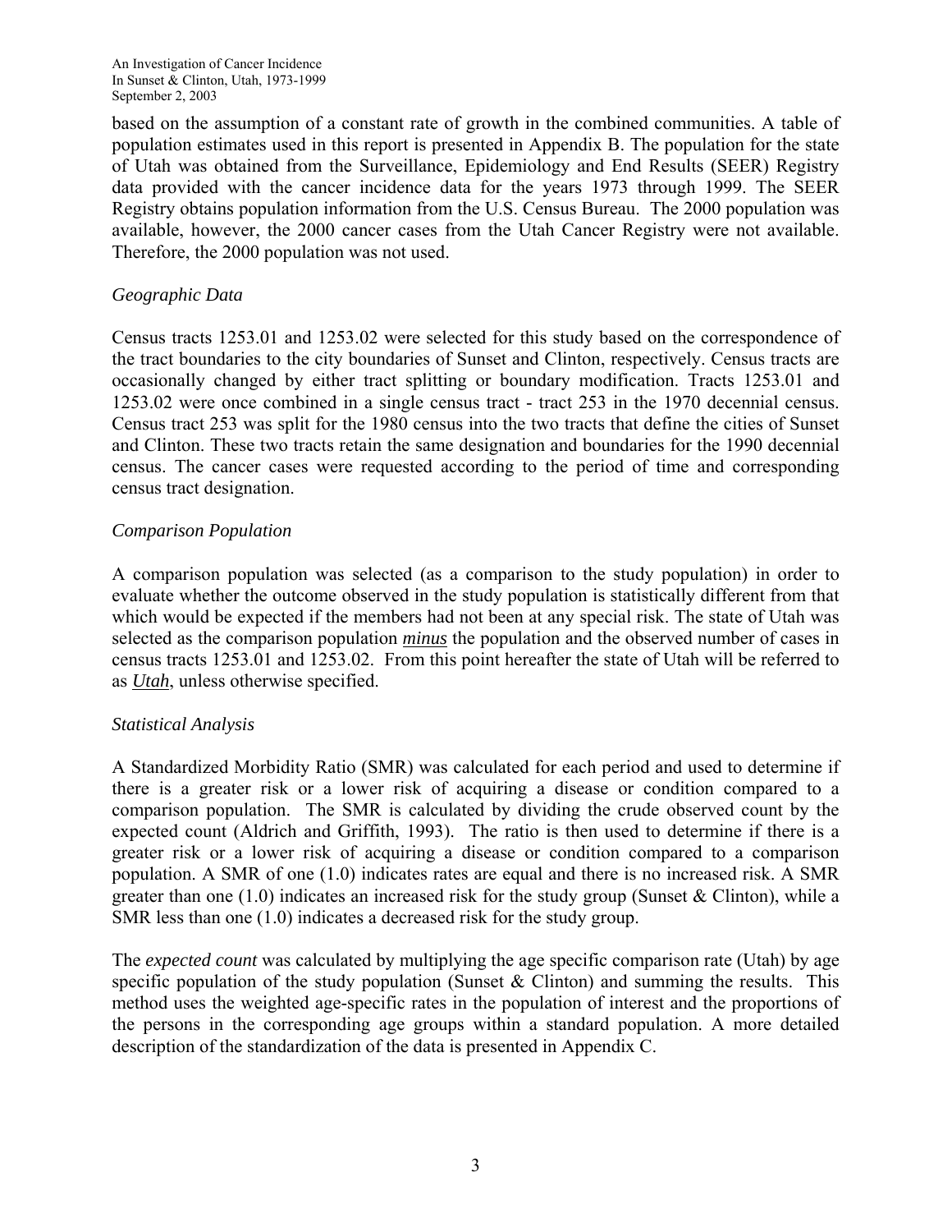based on the assumption of a constant rate of growth in the combined communities. A table of population estimates used in this report is presented in Appendix B. The population for the state of Utah was obtained from the Surveillance, Epidemiology and End Results (SEER) Registry data provided with the cancer incidence data for the years 1973 through 1999. The SEER Registry obtains population information from the U.S. Census Bureau. The 2000 population was available, however, the 2000 cancer cases from the Utah Cancer Registry were not available. Therefore, the 2000 population was not used.

### *Geographic Data*

Census tracts 1253.01 and 1253.02 were selected for this study based on the correspondence of the tract boundaries to the city boundaries of Sunset and Clinton, respectively. Census tracts are occasionally changed by either tract splitting or boundary modification. Tracts 1253.01 and 1253.02 were once combined in a single census tract - tract 253 in the 1970 decennial census. Census tract 253 was split for the 1980 census into the two tracts that define the cities of Sunset and Clinton. These two tracts retain the same designation and boundaries for the 1990 decennial census. The cancer cases were requested according to the period of time and corresponding census tract designation.

### *Comparison Population*

A comparison population was selected (as a comparison to the study population) in order to evaluate whether the outcome observed in the study population is statistically different from that which would be expected if the members had not been at any special risk. The state of Utah was selected as the comparison population ***minus*** the population and the observed number of cases in census tracts 1253.01 and 1253.02. From this point hereafter the state of Utah will be referred to as ***Utah***, unless otherwise specified.

### *Statistical Analysis*

A Standardized Morbidity Ratio (SMR) was calculated for each period and used to determine if there is a greater risk or a lower risk of acquiring a disease or condition compared to a comparison population. The SMR is calculated by dividing the crude observed count by the expected count (Aldrich and Griffith, 1993). The ratio is then used to determine if there is a greater risk or a lower risk of acquiring a disease or condition compared to a comparison population. A SMR of one (1.0) indicates rates are equal and there is no increased risk. A SMR greater than one (1.0) indicates an increased risk for the study group (Sunset & Clinton), while a SMR less than one (1.0) indicates a decreased risk for the study group.

The *expected count* was calculated by multiplying the age specific comparison rate (Utah) by age specific population of the study population (Sunset & Clinton) and summing the results. This method uses the weighted age-specific rates in the population of interest and the proportions of the persons in the corresponding age groups within a standard population. A more detailed description of the standardization of the data is presented in Appendix C.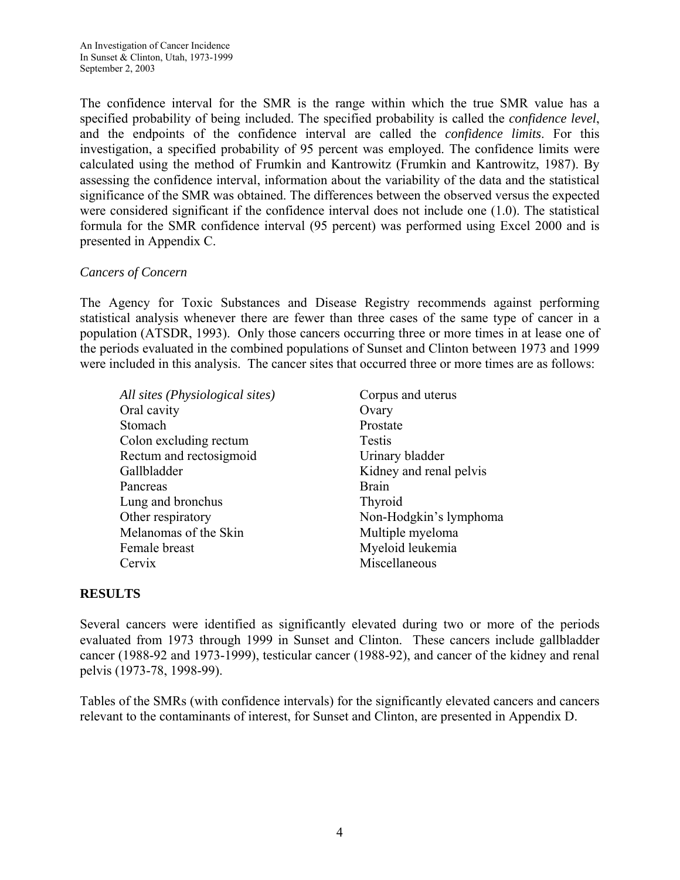The confidence interval for the SMR is the range within which the true SMR value has a specified probability of being included. The specified probability is called the *confidence level*, and the endpoints of the confidence interval are called the *confidence limits*. For this investigation, a specified probability of 95 percent was employed. The confidence limits were calculated using the method of Frumkin and Kantrowitz (Frumkin and Kantrowitz, 1987). By assessing the confidence interval, information about the variability of the data and the statistical significance of the SMR was obtained. The differences between the observed versus the expected were considered significant if the confidence interval does not include one (1.0). The statistical formula for the SMR confidence interval (95 percent) was performed using Excel 2000 and is presented in Appendix C.

*Cancers of Concern*

The Agency for Toxic Substances and Disease Registry recommends against performing statistical analysis whenever there are fewer than three cases of the same type of cancer in a population (ATSDR, 1993). Only those cancers occurring three or more times in at lease one of the periods evaluated in the combined populations of Sunset and Clinton between 1973 and 1999 were included in this analysis. The cancer sites that occurred three or more times are as follows:

- *All sites (Physiological sites)*
- Oral cavity
- Stomach
- Colon excluding rectum
- Rectum and rectosigmoid
- Gallbladder
- Pancreas
- Lung and bronchus
- Other respiratory
- Melanomas of the Skin
- Female breast
- Cervix
- Corpus and uterus
- Ovary
- Prostate
- Testis
- Urinary bladder
- Kidney and renal pelvis
- Brain
- Thyroid
- Non-Hodgkin's lymphoma
- Multiple myeloma
- Myeloid leukemia
- Miscellaneous

## RESULTS

Several cancers were identified as significantly elevated during two or more of the periods evaluated from 1973 through 1999 in Sunset and Clinton. These cancers include gallbladder cancer (1988-92 and 1973-1999), testicular cancer (1988-92), and cancer of the kidney and renal pelvis (1973-78, 1998-99).

Tables of the SMRs (with confidence intervals) for the significantly elevated cancers and cancers relevant to the contaminants of interest, for Sunset and Clinton, are presented in Appendix D.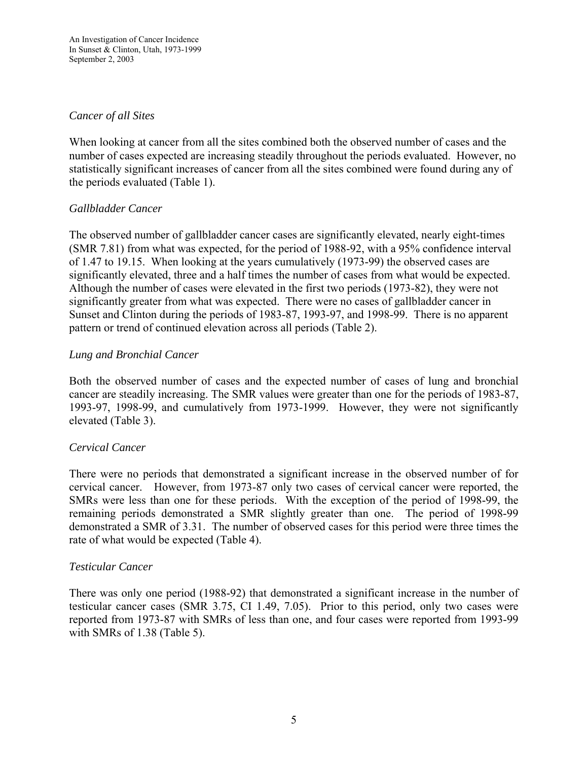*Cancer of all Sites*

When looking at cancer from all the sites combined both the observed number of cases and the number of cases expected are increasing steadily throughout the periods evaluated. However, no statistically significant increases of cancer from all the sites combined were found during any of the periods evaluated (Table 1).

*Gallbladder Cancer*

The observed number of gallbladder cancer cases are significantly elevated, nearly eight-times (SMR 7.81) from what was expected, for the period of 1988-92, with a 95% confidence interval of 1.47 to 19.15. When looking at the years cumulatively (1973-99) the observed cases are significantly elevated, three and a half times the number of cases from what would be expected. Although the number of cases were elevated in the first two periods (1973-82), they were not significantly greater from what was expected. There were no cases of gallbladder cancer in Sunset and Clinton during the periods of 1983-87, 1993-97, and 1998-99. There is no apparent pattern or trend of continued elevation across all periods (Table 2).

*Lung and Bronchial Cancer*

Both the observed number of cases and the expected number of cases of lung and bronchial cancer are steadily increasing. The SMR values were greater than one for the periods of 1983-87, 1993-97, 1998-99, and cumulatively from 1973-1999. However, they were not significantly elevated (Table 3).

*Cervical Cancer*

There were no periods that demonstrated a significant increase in the observed number of for cervical cancer. However, from 1973-87 only two cases of cervical cancer were reported, the SMRs were less than one for these periods. With the exception of the period of 1998-99, the remaining periods demonstrated a SMR slightly greater than one. The period of 1998-99 demonstrated a SMR of 3.31. The number of observed cases for this period were three times the rate of what would be expected (Table 4).

*Testicular Cancer*

There was only one period (1988-92) that demonstrated a significant increase in the number of testicular cancer cases (SMR 3.75, CI 1.49, 7.05). Prior to this period, only two cases were reported from 1973-87 with SMRs of less than one, and four cases were reported from 1993-99 with SMRs of 1.38 (Table 5).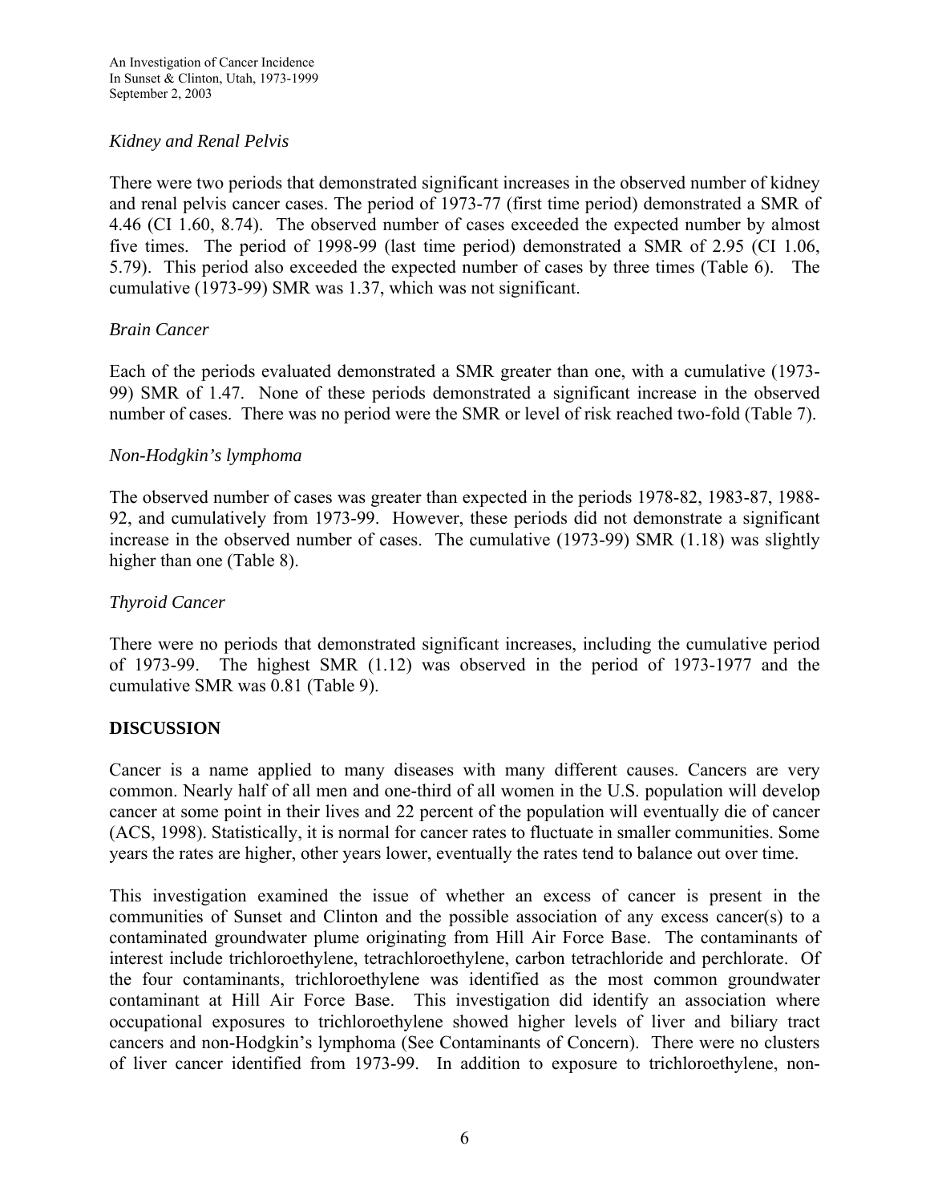*Kidney and Renal Pelvis*

There were two periods that demonstrated significant increases in the observed number of kidney and renal pelvis cancer cases. The period of 1973-77 (first time period) demonstrated a SMR of 4.46 (CI 1.60, 8.74). The observed number of cases exceeded the expected number by almost five times. The period of 1998-99 (last time period) demonstrated a SMR of 2.95 (CI 1.06, 5.79). This period also exceeded the expected number of cases by three times (Table 6). The cumulative (1973-99) SMR was 1.37, which was not significant.

*Brain Cancer*

Each of the periods evaluated demonstrated a SMR greater than one, with a cumulative (1973-99) SMR of 1.47. None of these periods demonstrated a significant increase in the observed number of cases. There was no period were the SMR or level of risk reached two-fold (Table 7).

*Non-Hodgkin's lymphoma*

The observed number of cases was greater than expected in the periods 1978-82, 1983-87, 1988-92, and cumulatively from 1973-99. However, these periods did not demonstrate a significant increase in the observed number of cases. The cumulative (1973-99) SMR (1.18) was slightly higher than one (Table 8).

*Thyroid Cancer*

There were no periods that demonstrated significant increases, including the cumulative period of 1973-99. The highest SMR (1.12) was observed in the period of 1973-1977 and the cumulative SMR was 0.81 (Table 9).

## DISCUSSION

Cancer is a name applied to many diseases with many different causes. Cancers are very common. Nearly half of all men and one-third of all women in the U.S. population will develop cancer at some point in their lives and 22 percent of the population will eventually die of cancer (ACS, 1998). Statistically, it is normal for cancer rates to fluctuate in smaller communities. Some years the rates are higher, other years lower, eventually the rates tend to balance out over time.

This investigation examined the issue of whether an excess of cancer is present in the communities of Sunset and Clinton and the possible association of any excess cancer(s) to a contaminated groundwater plume originating from Hill Air Force Base. The contaminants of interest include trichloroethylene, tetrachloroethylene, carbon tetrachloride and perchlorate. Of the four contaminants, trichloroethylene was identified as the most common groundwater contaminant at Hill Air Force Base. This investigation did identify an association where occupational exposures to trichloroethylene showed higher levels of liver and biliary tract cancers and non-Hodgkin's lymphoma (See Contaminants of Concern). There were no clusters of liver cancer identified from 1973-99. In addition to exposure to trichloroethylene, non-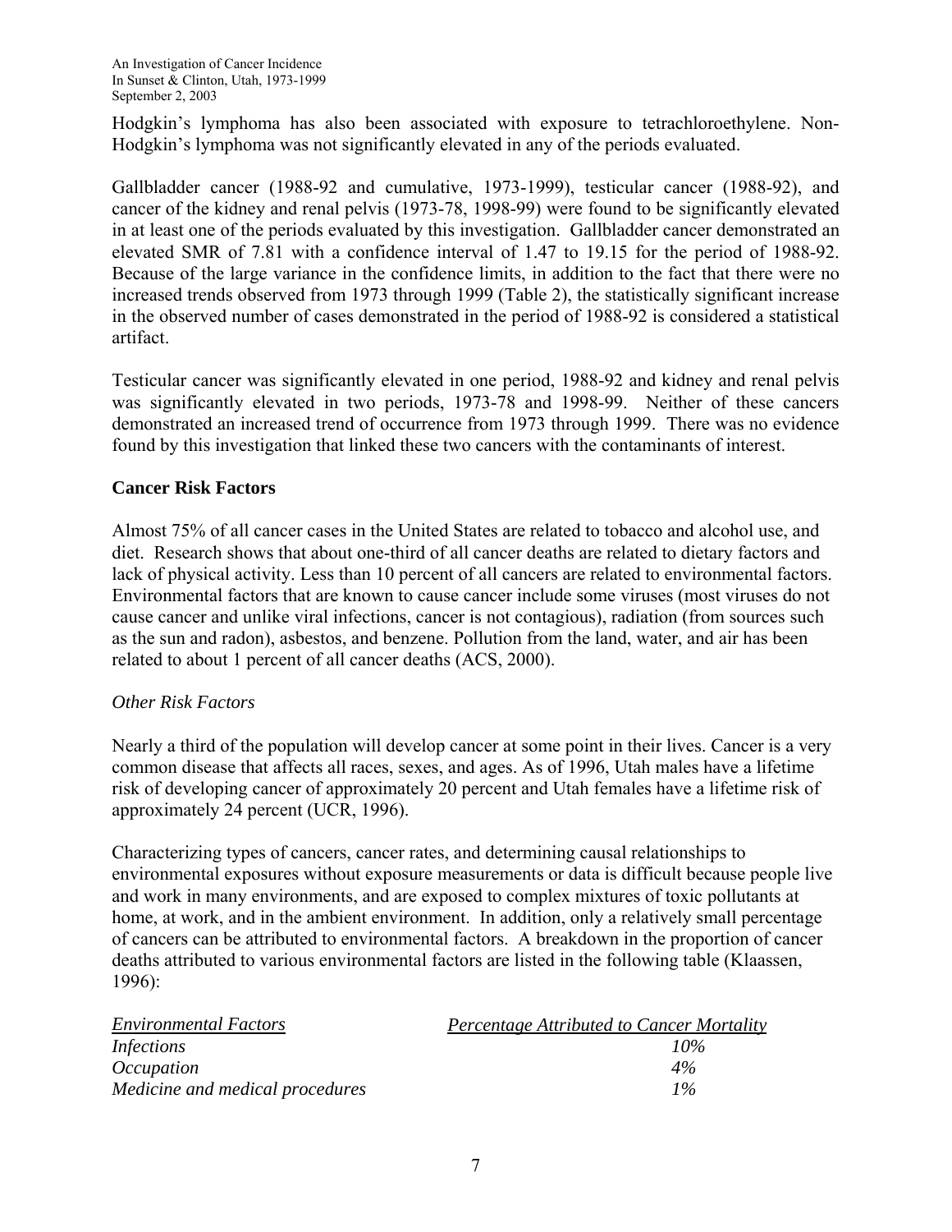Hodgkin's lymphoma has also been associated with exposure to tetrachloroethylene. Non-Hodgkin's lymphoma was not significantly elevated in any of the periods evaluated.

Gallbladder cancer (1988-92 and cumulative, 1973-1999), testicular cancer (1988-92), and cancer of the kidney and renal pelvis (1973-78, 1998-99) were found to be significantly elevated in at least one of the periods evaluated by this investigation. Gallbladder cancer demonstrated an elevated SMR of 7.81 with a confidence interval of 1.47 to 19.15 for the period of 1988-92. Because of the large variance in the confidence limits, in addition to the fact that there were no increased trends observed from 1973 through 1999 (Table 2), the statistically significant increase in the observed number of cases demonstrated in the period of 1988-92 is considered a statistical artifact.

Testicular cancer was significantly elevated in one period, 1988-92 and kidney and renal pelvis was significantly elevated in two periods, 1973-78 and 1998-99. Neither of these cancers demonstrated an increased trend of occurrence from 1973 through 1999. There was no evidence found by this investigation that linked these two cancers with the contaminants of interest.

## Cancer Risk Factors

Almost 75% of all cancer cases in the United States are related to tobacco and alcohol use, and diet. Research shows that about one-third of all cancer deaths are related to dietary factors and lack of physical activity. Less than 10 percent of all cancers are related to environmental factors. Environmental factors that are known to cause cancer include some viruses (most viruses do not cause cancer and unlike viral infections, cancer is not contagious), radiation (from sources such as the sun and radon), asbestos, and benzene. Pollution from the land, water, and air has been related to about 1 percent of all cancer deaths (ACS, 2000).

### *Other Risk Factors*

Nearly a third of the population will develop cancer at some point in their lives. Cancer is a very common disease that affects all races, sexes, and ages. As of 1996, Utah males have a lifetime risk of developing cancer of approximately 20 percent and Utah females have a lifetime risk of approximately 24 percent (UCR, 1996).

Characterizing types of cancers, cancer rates, and determining causal relationships to environmental exposures without exposure measurements or data is difficult because people live and work in many environments, and are exposed to complex mixtures of toxic pollutants at home, at work, and in the ambient environment. In addition, only a relatively small percentage of cancers can be attributed to environmental factors. A breakdown in the proportion of cancer deaths attributed to various environmental factors are listed in the following table (Klaassen, 1996):

| *Environmental Factors* | *Percentage Attributed to Cancer Mortality* |
|---|---|
| *Infections* | *10%* |
| *Occupation* | *4%* |
| *Medicine and medical procedures* | *1%* |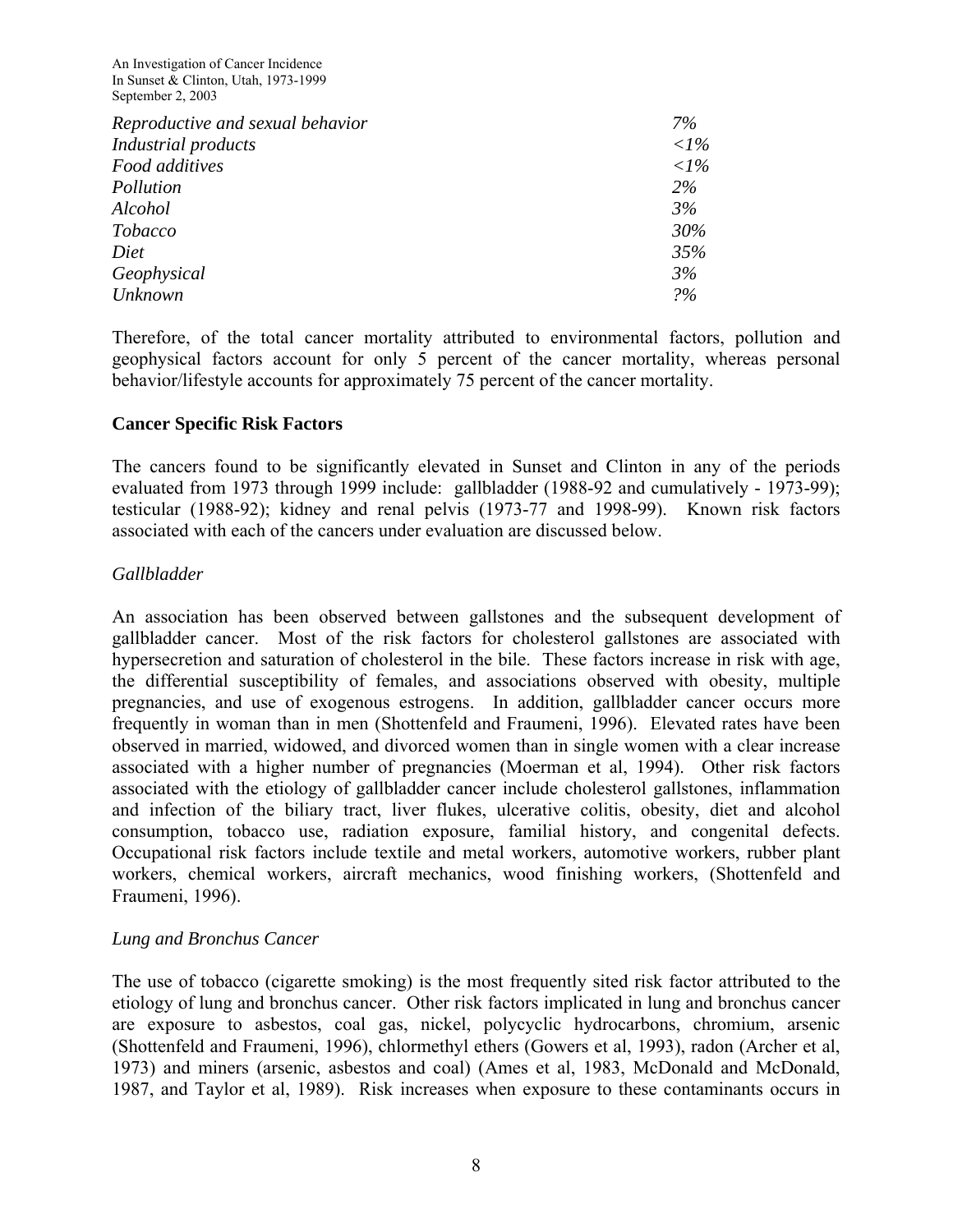| | |
|---|---|
| *Reproductive and sexual behavior* | *7%* |
| *Industrial products* | *<1%* |
| *Food additives* | *<1%* |
| *Pollution* | *2%* |
| *Alcohol* | *3%* |
| *Tobacco* | *30%* |
| *Diet* | *35%* |
| *Geophysical* | *3%* |
| *Unknown* | *?%* |

Therefore, of the total cancer mortality attributed to environmental factors, pollution and geophysical factors account for only 5 percent of the cancer mortality, whereas personal behavior/lifestyle accounts for approximately 75 percent of the cancer mortality.

**Cancer Specific Risk Factors**

The cancers found to be significantly elevated in Sunset and Clinton in any of the periods evaluated from 1973 through 1999 include: gallbladder (1988-92 and cumulatively - 1973-99); testicular (1988-92); kidney and renal pelvis (1973-77 and 1998-99). Known risk factors associated with each of the cancers under evaluation are discussed below.

*Gallbladder*

An association has been observed between gallstones and the subsequent development of gallbladder cancer. Most of the risk factors for cholesterol gallstones are associated with hypersecretion and saturation of cholesterol in the bile. These factors increase in risk with age, the differential susceptibility of females, and associations observed with obesity, multiple pregnancies, and use of exogenous estrogens. In addition, gallbladder cancer occurs more frequently in woman than in men (Shottenfeld and Fraumeni, 1996). Elevated rates have been observed in married, widowed, and divorced women than in single women with a clear increase associated with a higher number of pregnancies (Moerman et al, 1994). Other risk factors associated with the etiology of gallbladder cancer include cholesterol gallstones, inflammation and infection of the biliary tract, liver flukes, ulcerative colitis, obesity, diet and alcohol consumption, tobacco use, radiation exposure, familial history, and congenital defects. Occupational risk factors include textile and metal workers, automotive workers, rubber plant workers, chemical workers, aircraft mechanics, wood finishing workers, (Shottenfeld and Fraumeni, 1996).

*Lung and Bronchus Cancer*

The use of tobacco (cigarette smoking) is the most frequently sited risk factor attributed to the etiology of lung and bronchus cancer. Other risk factors implicated in lung and bronchus cancer are exposure to asbestos, coal gas, nickel, polycyclic hydrocarbons, chromium, arsenic (Shottenfeld and Fraumeni, 1996), chlormethyl ethers (Gowers et al, 1993), radon (Archer et al, 1973) and miners (arsenic, asbestos and coal) (Ames et al, 1983, McDonald and McDonald, 1987, and Taylor et al, 1989). Risk increases when exposure to these contaminants occurs in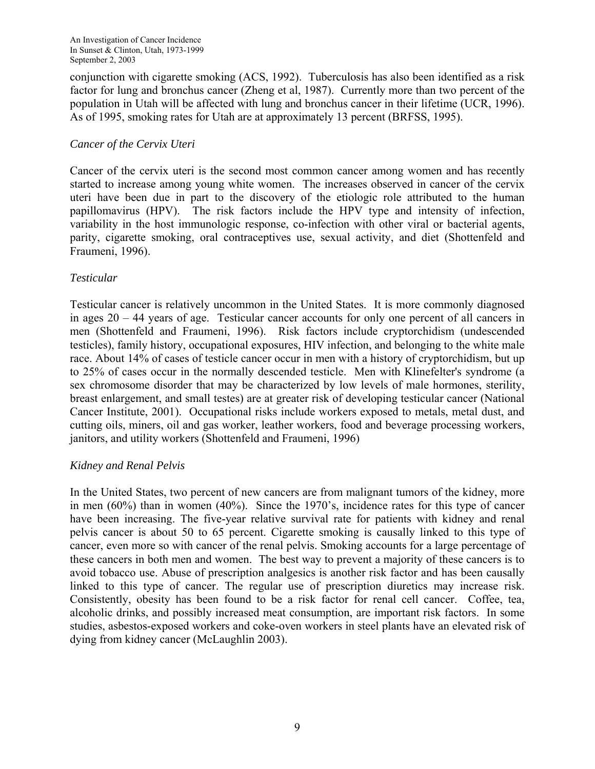conjunction with cigarette smoking (ACS, 1992). Tuberculosis has also been identified as a risk factor for lung and bronchus cancer (Zheng et al, 1987). Currently more than two percent of the population in Utah will be affected with lung and bronchus cancer in their lifetime (UCR, 1996). As of 1995, smoking rates for Utah are at approximately 13 percent (BRFSS, 1995).

*Cancer of the Cervix Uteri*

Cancer of the cervix uteri is the second most common cancer among women and has recently started to increase among young white women. The increases observed in cancer of the cervix uteri have been due in part to the discovery of the etiologic role attributed to the human papillomavirus (HPV). The risk factors include the HPV type and intensity of infection, variability in the host immunologic response, co-infection with other viral or bacterial agents, parity, cigarette smoking, oral contraceptives use, sexual activity, and diet (Shottenfeld and Fraumeni, 1996).

*Testicular*

Testicular cancer is relatively uncommon in the United States. It is more commonly diagnosed in ages 20 – 44 years of age. Testicular cancer accounts for only one percent of all cancers in men (Shottenfeld and Fraumeni, 1996). Risk factors include cryptorchidism (undescended testicles), family history, occupational exposures, HIV infection, and belonging to the white male race. About 14% of cases of testicle cancer occur in men with a history of cryptorchidism, but up to 25% of cases occur in the normally descended testicle. Men with Klinefelter's syndrome (a sex chromosome disorder that may be characterized by low levels of male hormones, sterility, breast enlargement, and small testes) are at greater risk of developing testicular cancer (National Cancer Institute, 2001). Occupational risks include workers exposed to metals, metal dust, and cutting oils, miners, oil and gas worker, leather workers, food and beverage processing workers, janitors, and utility workers (Shottenfeld and Fraumeni, 1996)

*Kidney and Renal Pelvis*

In the United States, two percent of new cancers are from malignant tumors of the kidney, more in men (60%) than in women (40%). Since the 1970's, incidence rates for this type of cancer have been increasing. The five-year relative survival rate for patients with kidney and renal pelvis cancer is about 50 to 65 percent. Cigarette smoking is causally linked to this type of cancer, even more so with cancer of the renal pelvis. Smoking accounts for a large percentage of these cancers in both men and women. The best way to prevent a majority of these cancers is to avoid tobacco use. Abuse of prescription analgesics is another risk factor and has been causally linked to this type of cancer. The regular use of prescription diuretics may increase risk. Consistently, obesity has been found to be a risk factor for renal cell cancer. Coffee, tea, alcoholic drinks, and possibly increased meat consumption, are important risk factors. In some studies, asbestos-exposed workers and coke-oven workers in steel plants have an elevated risk of dying from kidney cancer (McLaughlin 2003).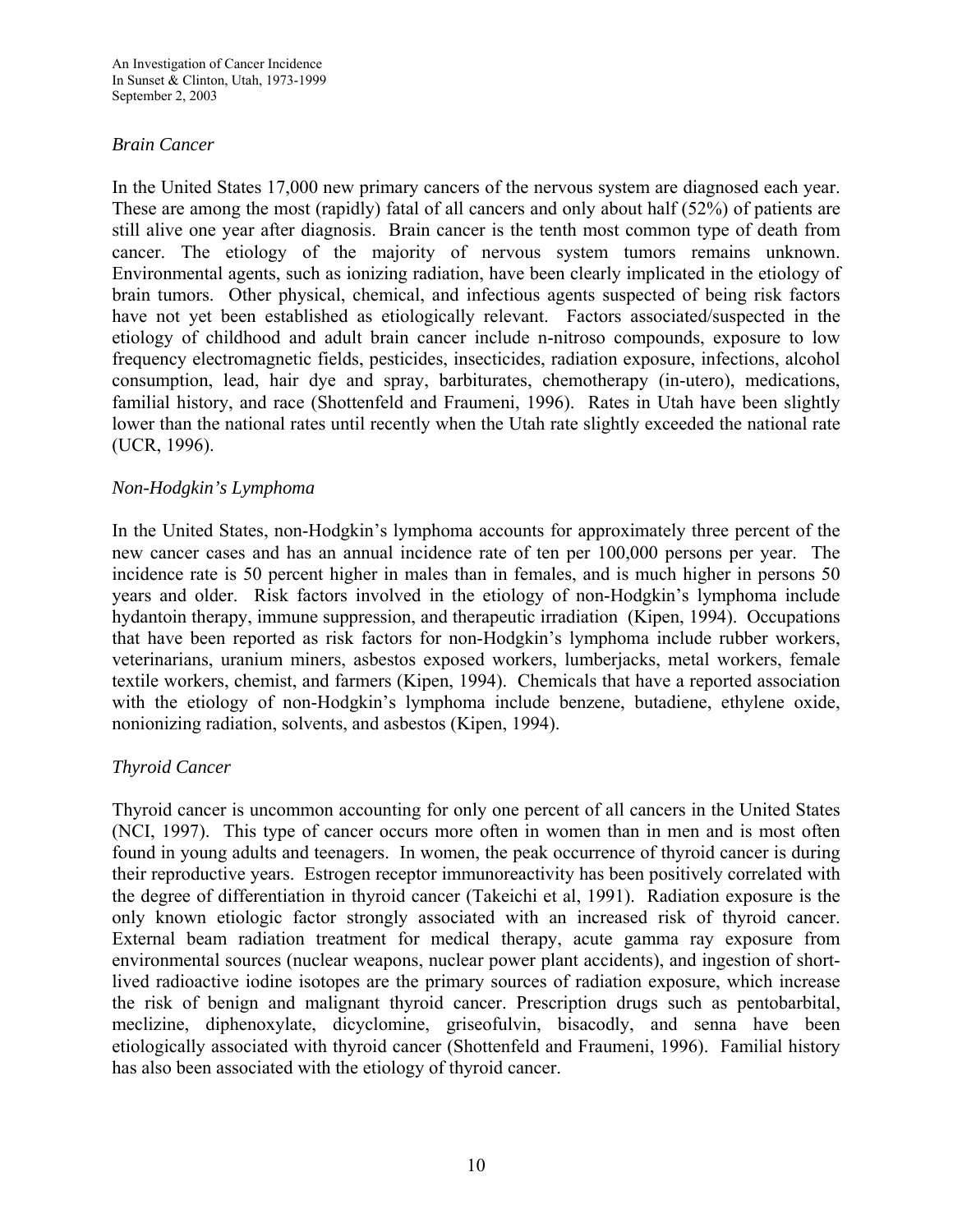### *Brain Cancer*

In the United States 17,000 new primary cancers of the nervous system are diagnosed each year. These are among the most (rapidly) fatal of all cancers and only about half (52%) of patients are still alive one year after diagnosis. Brain cancer is the tenth most common type of death from cancer. The etiology of the majority of nervous system tumors remains unknown. Environmental agents, such as ionizing radiation, have been clearly implicated in the etiology of brain tumors. Other physical, chemical, and infectious agents suspected of being risk factors have not yet been established as etiologically relevant. Factors associated/suspected in the etiology of childhood and adult brain cancer include n-nitroso compounds, exposure to low frequency electromagnetic fields, pesticides, insecticides, radiation exposure, infections, alcohol consumption, lead, hair dye and spray, barbiturates, chemotherapy (in-utero), medications, familial history, and race (Shottenfeld and Fraumeni, 1996). Rates in Utah have been slightly lower than the national rates until recently when the Utah rate slightly exceeded the national rate (UCR, 1996).

### *Non-Hodgkin's Lymphoma*

In the United States, non-Hodgkin's lymphoma accounts for approximately three percent of the new cancer cases and has an annual incidence rate of ten per 100,000 persons per year. The incidence rate is 50 percent higher in males than in females, and is much higher in persons 50 years and older. Risk factors involved in the etiology of non-Hodgkin's lymphoma include hydantoin therapy, immune suppression, and therapeutic irradiation (Kipen, 1994). Occupations that have been reported as risk factors for non-Hodgkin's lymphoma include rubber workers, veterinarians, uranium miners, asbestos exposed workers, lumberjacks, metal workers, female textile workers, chemist, and farmers (Kipen, 1994). Chemicals that have a reported association with the etiology of non-Hodgkin's lymphoma include benzene, butadiene, ethylene oxide, nonionizing radiation, solvents, and asbestos (Kipen, 1994).

### *Thyroid Cancer*

Thyroid cancer is uncommon accounting for only one percent of all cancers in the United States (NCI, 1997). This type of cancer occurs more often in women than in men and is most often found in young adults and teenagers. In women, the peak occurrence of thyroid cancer is during their reproductive years. Estrogen receptor immunoreactivity has been positively correlated with the degree of differentiation in thyroid cancer (Takeichi et al, 1991). Radiation exposure is the only known etiologic factor strongly associated with an increased risk of thyroid cancer. External beam radiation treatment for medical therapy, acute gamma ray exposure from environmental sources (nuclear weapons, nuclear power plant accidents), and ingestion of short-lived radioactive iodine isotopes are the primary sources of radiation exposure, which increase the risk of benign and malignant thyroid cancer. Prescription drugs such as pentobarbital, meclizine, diphenoxylate, dicyclomine, griseofulvin, bisacodly, and senna have been etiologically associated with thyroid cancer (Shottenfeld and Fraumeni, 1996). Familial history has also been associated with the etiology of thyroid cancer.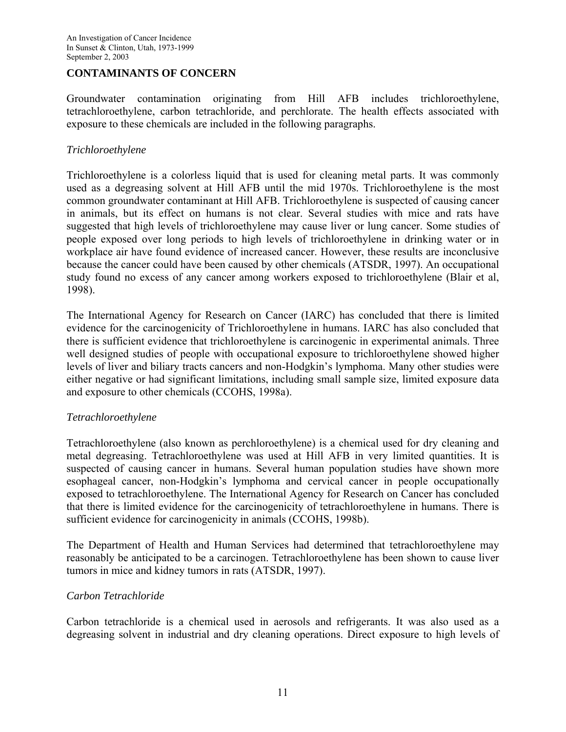## CONTAMINANTS OF CONCERN

Groundwater contamination originating from Hill AFB includes trichloroethylene, tetrachloroethylene, carbon tetrachloride, and perchlorate. The health effects associated with exposure to these chemicals are included in the following paragraphs.

### *Trichloroethylene*

Trichloroethylene is a colorless liquid that is used for cleaning metal parts. It was commonly used as a degreasing solvent at Hill AFB until the mid 1970s. Trichloroethylene is the most common groundwater contaminant at Hill AFB. Trichloroethylene is suspected of causing cancer in animals, but its effect on humans is not clear. Several studies with mice and rats have suggested that high levels of trichloroethylene may cause liver or lung cancer. Some studies of people exposed over long periods to high levels of trichloroethylene in drinking water or in workplace air have found evidence of increased cancer. However, these results are inconclusive because the cancer could have been caused by other chemicals (ATSDR, 1997). An occupational study found no excess of any cancer among workers exposed to trichloroethylene (Blair et al, 1998).

The International Agency for Research on Cancer (IARC) has concluded that there is limited evidence for the carcinogenicity of Trichloroethylene in humans. IARC has also concluded that there is sufficient evidence that trichloroethylene is carcinogenic in experimental animals. Three well designed studies of people with occupational exposure to trichloroethylene showed higher levels of liver and biliary tracts cancers and non-Hodgkin's lymphoma. Many other studies were either negative or had significant limitations, including small sample size, limited exposure data and exposure to other chemicals (CCOHS, 1998a).

### *Tetrachloroethylene*

Tetrachloroethylene (also known as perchloroethylene) is a chemical used for dry cleaning and metal degreasing. Tetrachloroethylene was used at Hill AFB in very limited quantities. It is suspected of causing cancer in humans. Several human population studies have shown more esophageal cancer, non-Hodgkin's lymphoma and cervical cancer in people occupationally exposed to tetrachloroethylene. The International Agency for Research on Cancer has concluded that there is limited evidence for the carcinogenicity of tetrachloroethylene in humans. There is sufficient evidence for carcinogenicity in animals (CCOHS, 1998b).

The Department of Health and Human Services had determined that tetrachloroethylene may reasonably be anticipated to be a carcinogen. Tetrachloroethylene has been shown to cause liver tumors in mice and kidney tumors in rats (ATSDR, 1997).

### *Carbon Tetrachloride*

Carbon tetrachloride is a chemical used in aerosols and refrigerants. It was also used as a degreasing solvent in industrial and dry cleaning operations. Direct exposure to high levels of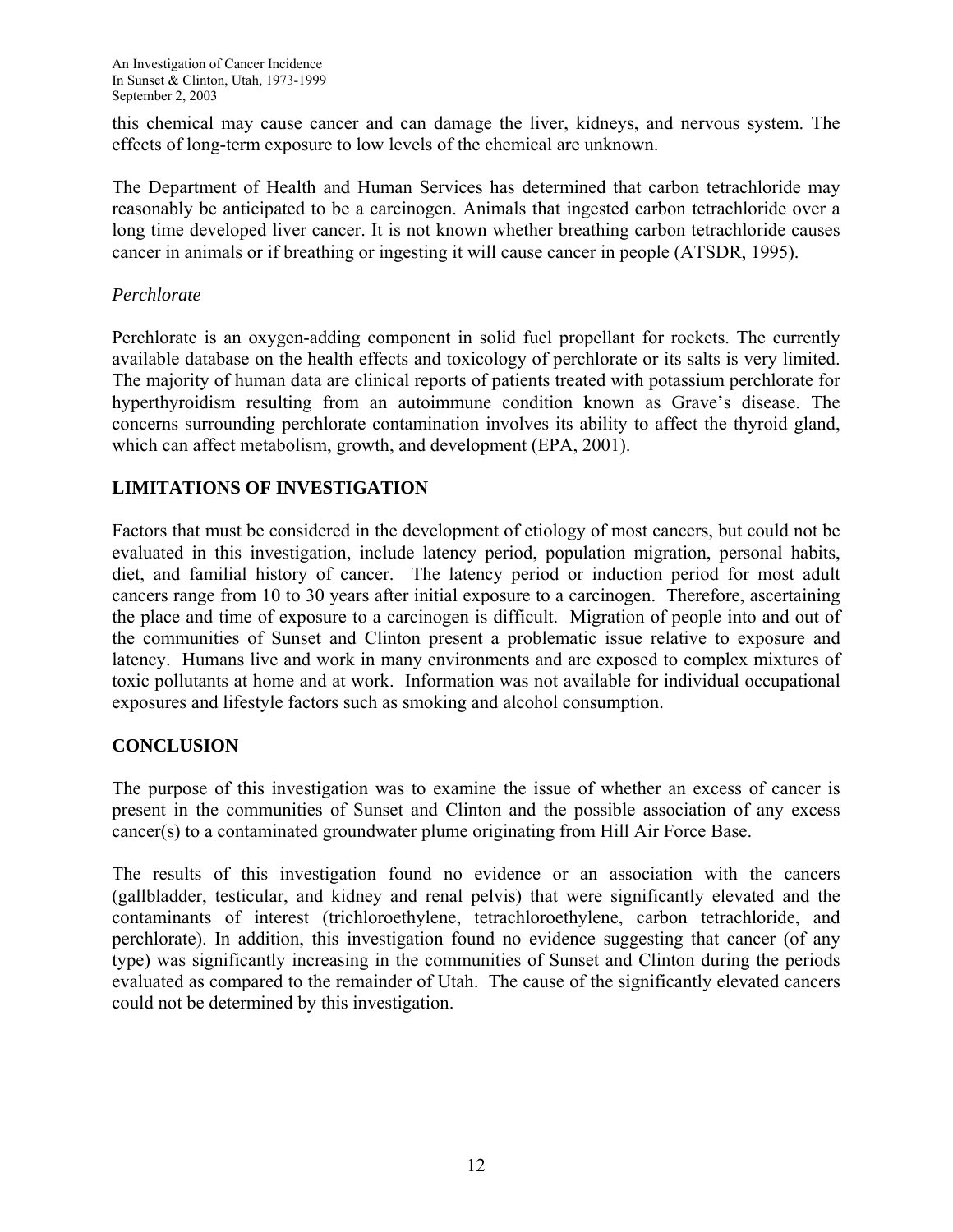this chemical may cause cancer and can damage the liver, kidneys, and nervous system. The effects of long-term exposure to low levels of the chemical are unknown.

The Department of Health and Human Services has determined that carbon tetrachloride may reasonably be anticipated to be a carcinogen. Animals that ingested carbon tetrachloride over a long time developed liver cancer. It is not known whether breathing carbon tetrachloride causes cancer in animals or if breathing or ingesting it will cause cancer in people (ATSDR, 1995).

*Perchlorate*

Perchlorate is an oxygen-adding component in solid fuel propellant for rockets. The currently available database on the health effects and toxicology of perchlorate or its salts is very limited. The majority of human data are clinical reports of patients treated with potassium perchlorate for hyperthyroidism resulting from an autoimmune condition known as Grave's disease. The concerns surrounding perchlorate contamination involves its ability to affect the thyroid gland, which can affect metabolism, growth, and development (EPA, 2001).

## LIMITATIONS OF INVESTIGATION

Factors that must be considered in the development of etiology of most cancers, but could not be evaluated in this investigation, include latency period, population migration, personal habits, diet, and familial history of cancer. The latency period or induction period for most adult cancers range from 10 to 30 years after initial exposure to a carcinogen. Therefore, ascertaining the place and time of exposure to a carcinogen is difficult. Migration of people into and out of the communities of Sunset and Clinton present a problematic issue relative to exposure and latency. Humans live and work in many environments and are exposed to complex mixtures of toxic pollutants at home and at work. Information was not available for individual occupational exposures and lifestyle factors such as smoking and alcohol consumption.

## CONCLUSION

The purpose of this investigation was to examine the issue of whether an excess of cancer is present in the communities of Sunset and Clinton and the possible association of any excess cancer(s) to a contaminated groundwater plume originating from Hill Air Force Base.

The results of this investigation found no evidence or an association with the cancers (gallbladder, testicular, and kidney and renal pelvis) that were significantly elevated and the contaminants of interest (trichloroethylene, tetrachloroethylene, carbon tetrachloride, and perchlorate). In addition, this investigation found no evidence suggesting that cancer (of any type) was significantly increasing in the communities of Sunset and Clinton during the periods evaluated as compared to the remainder of Utah. The cause of the significantly elevated cancers could not be determined by this investigation.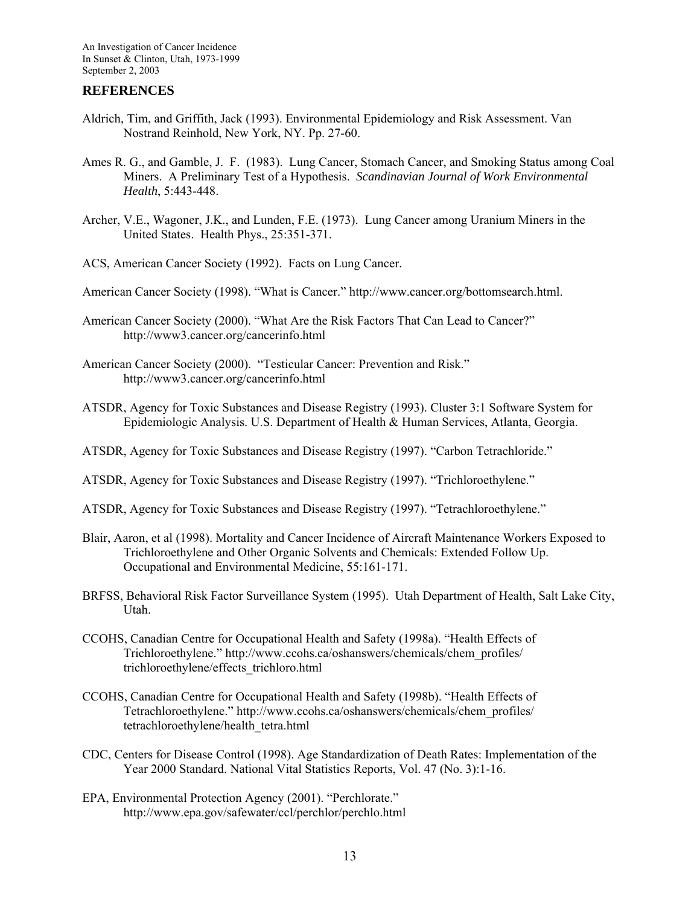## REFERENCES

Aldrich, Tim, and Griffith, Jack (1993). Environmental Epidemiology and Risk Assessment. Van Nostrand Reinhold, New York, NY. Pp. 27-60.

Ames R. G., and Gamble, J. F. (1983). Lung Cancer, Stomach Cancer, and Smoking Status among Coal Miners. A Preliminary Test of a Hypothesis. *Scandinavian Journal of Work Environmental Health*, 5:443-448.

Archer, V.E., Wagoner, J.K., and Lunden, F.E. (1973). Lung Cancer among Uranium Miners in the United States. Health Phys., 25:351-371.

ACS, American Cancer Society (1992). Facts on Lung Cancer.

American Cancer Society (1998). "What is Cancer." http://www.cancer.org/bottomsearch.html.

American Cancer Society (2000). "What Are the Risk Factors That Can Lead to Cancer?" http://www3.cancer.org/cancerinfo.html

American Cancer Society (2000). "Testicular Cancer: Prevention and Risk." http://www3.cancer.org/cancerinfo.html

ATSDR, Agency for Toxic Substances and Disease Registry (1993). Cluster 3:1 Software System for Epidemiologic Analysis. U.S. Department of Health & Human Services, Atlanta, Georgia.

ATSDR, Agency for Toxic Substances and Disease Registry (1997). "Carbon Tetrachloride."

ATSDR, Agency for Toxic Substances and Disease Registry (1997). "Trichloroethylene."

ATSDR, Agency for Toxic Substances and Disease Registry (1997). "Tetrachloroethylene."

Blair, Aaron, et al (1998). Mortality and Cancer Incidence of Aircraft Maintenance Workers Exposed to Trichloroethylene and Other Organic Solvents and Chemicals: Extended Follow Up. Occupational and Environmental Medicine, 55:161-171.

BRFSS, Behavioral Risk Factor Surveillance System (1995). Utah Department of Health, Salt Lake City, Utah.

CCOHS, Canadian Centre for Occupational Health and Safety (1998a). "Health Effects of Trichloroethylene." http://www.ccohs.ca/oshanswers/chemicals/chem_profiles/trichloroethylene/effects_trichloro.html

CCOHS, Canadian Centre for Occupational Health and Safety (1998b). "Health Effects of Tetrachloroethylene." http://www.ccohs.ca/oshanswers/chemicals/chem_profiles/tetrachloroethylene/health_tetra.html

CDC, Centers for Disease Control (1998). Age Standardization of Death Rates: Implementation of the Year 2000 Standard. National Vital Statistics Reports, Vol. 47 (No. 3):1-16.

EPA, Environmental Protection Agency (2001). "Perchlorate." http://www.epa.gov/safewater/ccl/perchlor/perchlo.html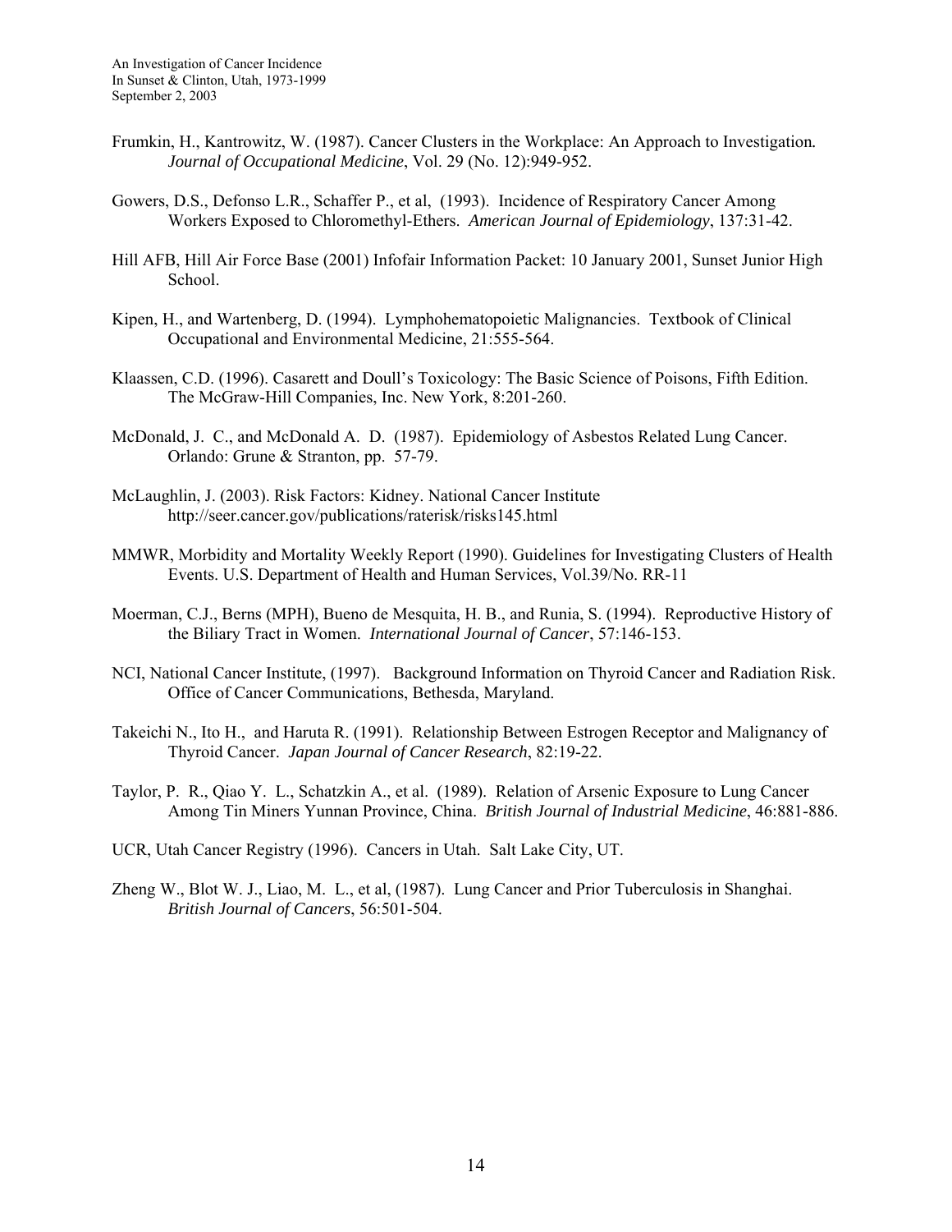Frumkin, H., Kantrowitz, W. (1987). Cancer Clusters in the Workplace: An Approach to Investigation. *Journal of Occupational Medicine*, Vol. 29 (No. 12):949-952.

Gowers, D.S., Defonso L.R., Schaffer P., et al, (1993). Incidence of Respiratory Cancer Among Workers Exposed to Chloromethyl-Ethers. *American Journal of Epidemiology*, 137:31-42.

Hill AFB, Hill Air Force Base (2001) Infofair Information Packet: 10 January 2001, Sunset Junior High School.

Kipen, H., and Wartenberg, D. (1994). Lymphohematopoietic Malignancies. Textbook of Clinical Occupational and Environmental Medicine, 21:555-564.

Klaassen, C.D. (1996). Casarett and Doull's Toxicology: The Basic Science of Poisons, Fifth Edition. The McGraw-Hill Companies, Inc. New York, 8:201-260.

McDonald, J. C., and McDonald A. D. (1987). Epidemiology of Asbestos Related Lung Cancer. Orlando: Grune & Stranton, pp. 57-79.

McLaughlin, J. (2003). Risk Factors: Kidney. National Cancer Institute http://seer.cancer.gov/publications/raterisk/risks145.html

MMWR, Morbidity and Mortality Weekly Report (1990). Guidelines for Investigating Clusters of Health Events. U.S. Department of Health and Human Services, Vol.39/No. RR-11

Moerman, C.J., Berns (MPH), Bueno de Mesquita, H. B., and Runia, S. (1994). Reproductive History of the Biliary Tract in Women. *International Journal of Cancer*, 57:146-153.

NCI, National Cancer Institute, (1997). Background Information on Thyroid Cancer and Radiation Risk. Office of Cancer Communications, Bethesda, Maryland.

Takeichi N., Ito H., and Haruta R. (1991). Relationship Between Estrogen Receptor and Malignancy of Thyroid Cancer. *Japan Journal of Cancer Research*, 82:19-22.

Taylor, P. R., Qiao Y. L., Schatzkin A., et al. (1989). Relation of Arsenic Exposure to Lung Cancer Among Tin Miners Yunnan Province, China. *British Journal of Industrial Medicine*, 46:881-886.

UCR, Utah Cancer Registry (1996). Cancers in Utah. Salt Lake City, UT.

Zheng W., Blot W. J., Liao, M. L., et al, (1987). Lung Cancer and Prior Tuberculosis in Shanghai. *British Journal of Cancers*, 56:501-504.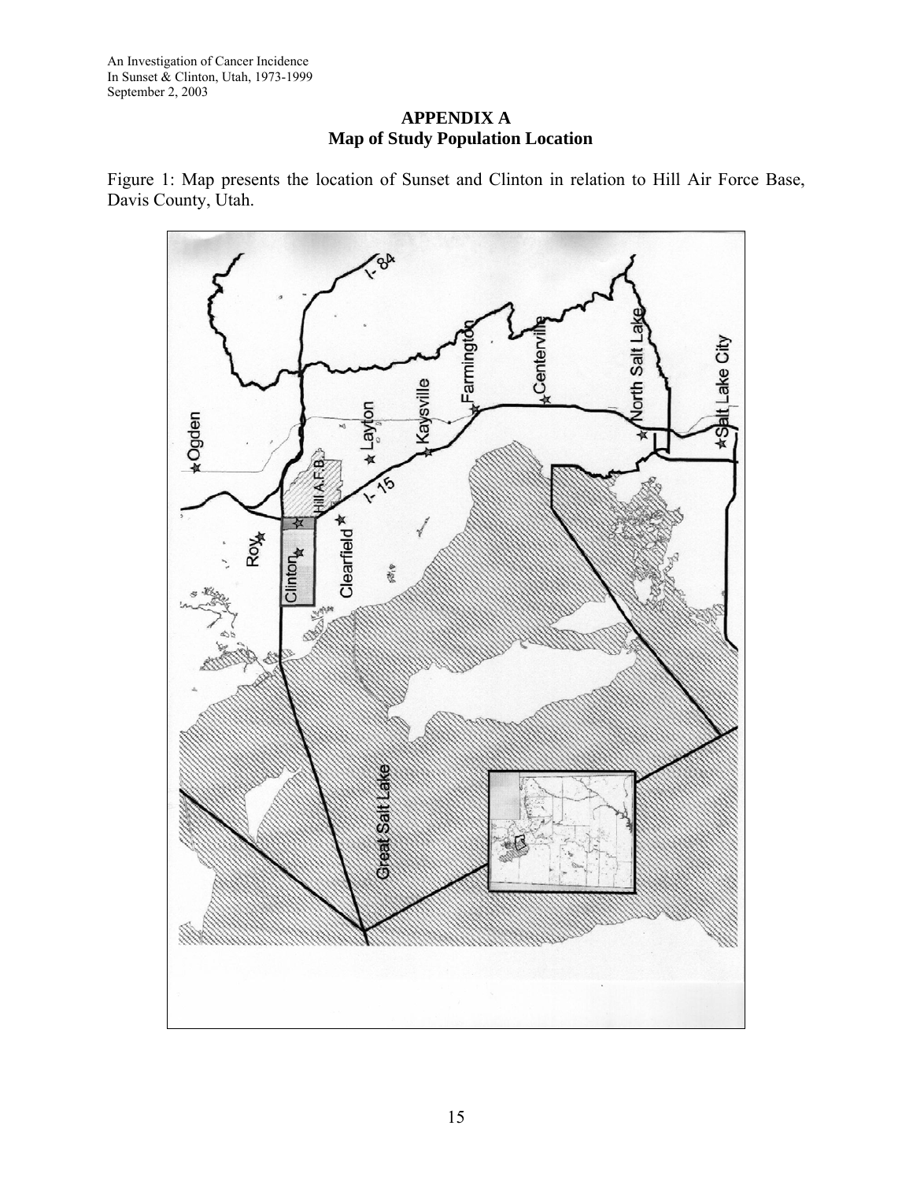**APPENDIX A**
**Map of Study Population Location**

Figure 1: Map presents the location of Sunset and Clinton in relation to Hill Air Force Base, Davis County, Utah.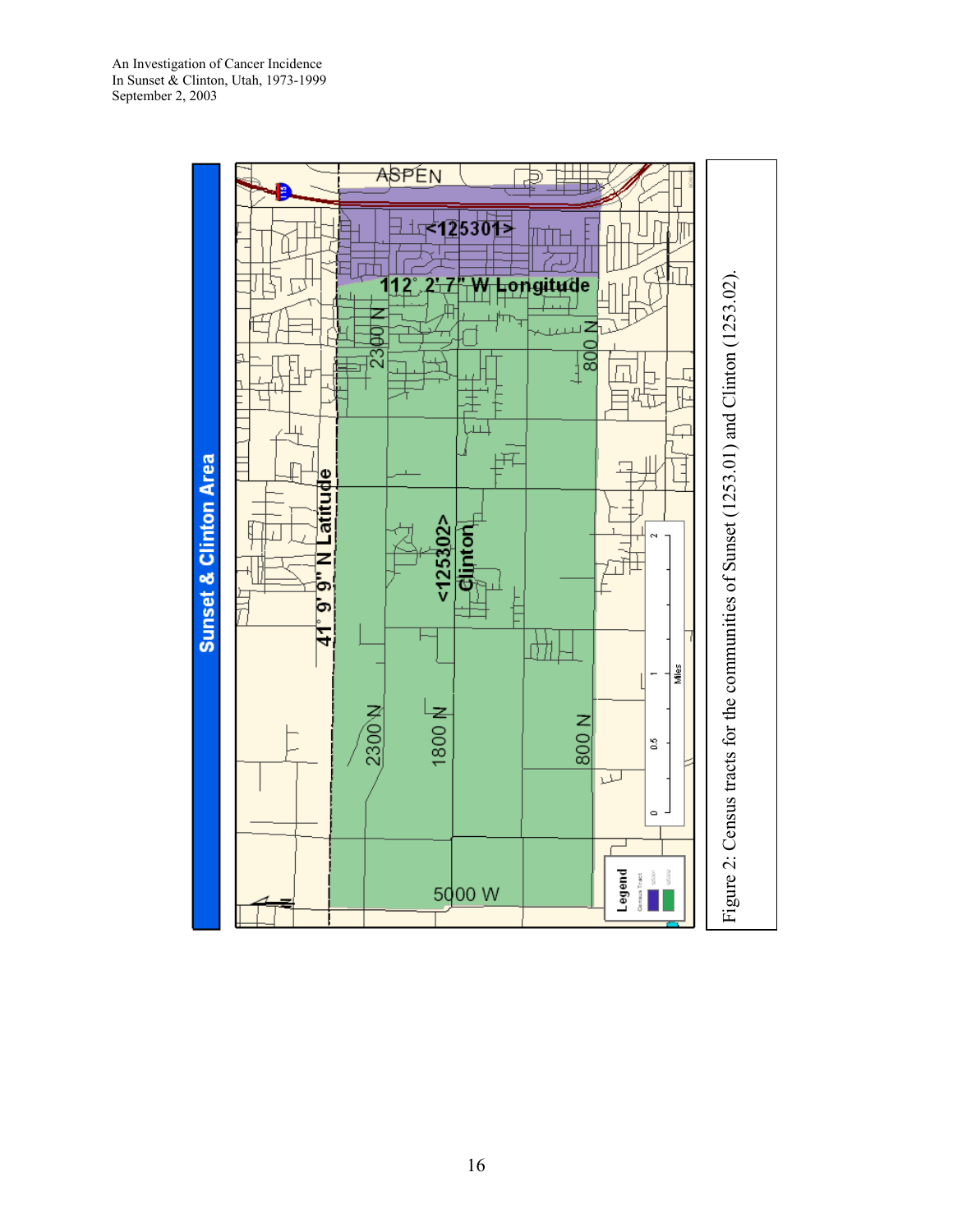Figure 2: Census tracts for the communities of Sunset (1253.01) and Clinton (1253.02).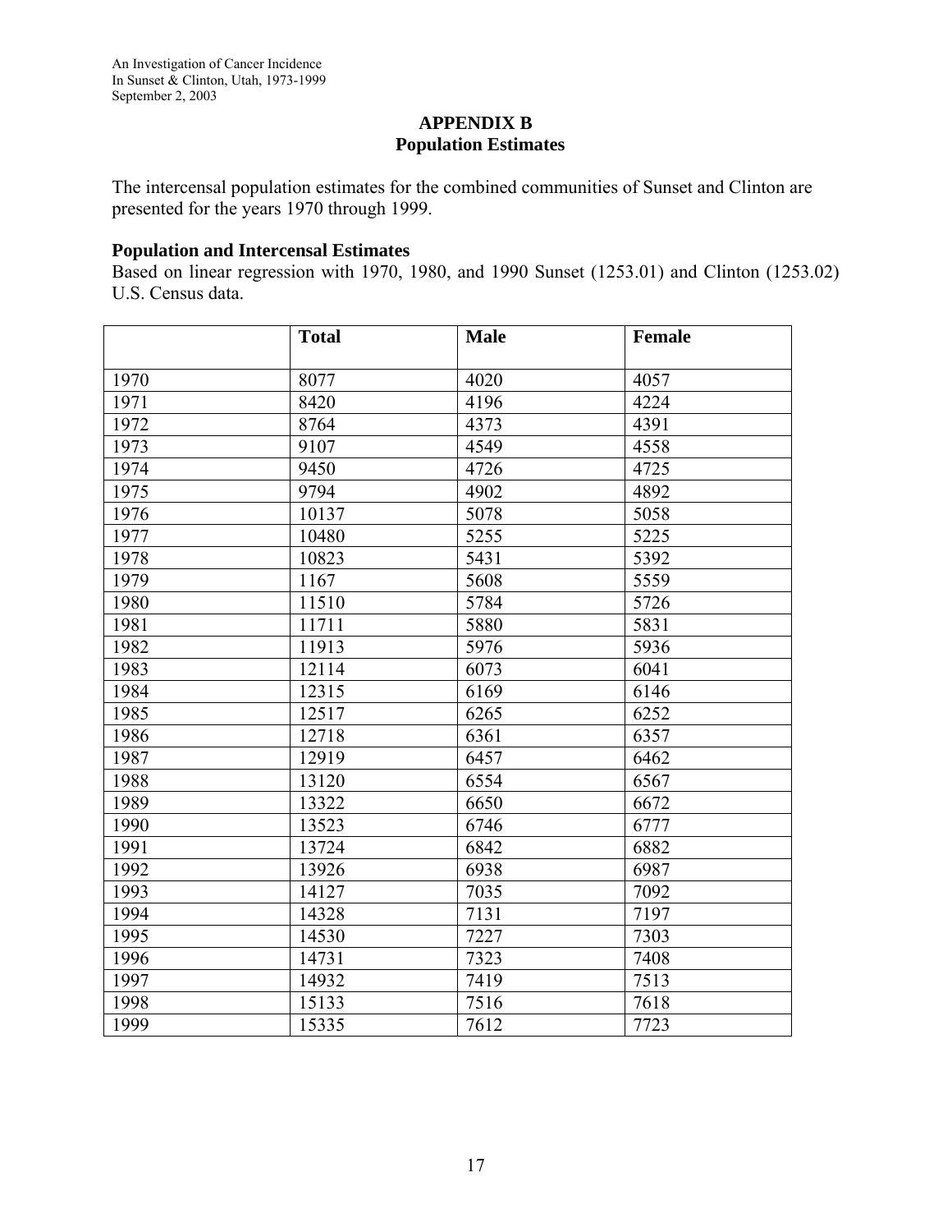## APPENDIX B
## Population Estimates

The intercensal population estimates for the combined communities of Sunset and Clinton are presented for the years 1970 through 1999.

**Population and Intercensal Estimates**
Based on linear regression with 1970, 1980, and 1990 Sunset (1253.01) and Clinton (1253.02) U.S. Census data.

| | **Total** | **Male** | **Female** |
|---|---|---|---|
| 1970 | 8077 | 4020 | 4057 |
| 1971 | 8420 | 4196 | 4224 |
| 1972 | 8764 | 4373 | 4391 |
| 1973 | 9107 | 4549 | 4558 |
| 1974 | 9450 | 4726 | 4725 |
| 1975 | 9794 | 4902 | 4892 |
| 1976 | 10137 | 5078 | 5058 |
| 1977 | 10480 | 5255 | 5225 |
| 1978 | 10823 | 5431 | 5392 |
| 1979 | 1167 | 5608 | 5559 |
| 1980 | 11510 | 5784 | 5726 |
| 1981 | 11711 | 5880 | 5831 |
| 1982 | 11913 | 5976 | 5936 |
| 1983 | 12114 | 6073 | 6041 |
| 1984 | 12315 | 6169 | 6146 |
| 1985 | 12517 | 6265 | 6252 |
| 1986 | 12718 | 6361 | 6357 |
| 1987 | 12919 | 6457 | 6462 |
| 1988 | 13120 | 6554 | 6567 |
| 1989 | 13322 | 6650 | 6672 |
| 1990 | 13523 | 6746 | 6777 |
| 1991 | 13724 | 6842 | 6882 |
| 1992 | 13926 | 6938 | 6987 |
| 1993 | 14127 | 7035 | 7092 |
| 1994 | 14328 | 7131 | 7197 |
| 1995 | 14530 | 7227 | 7303 |
| 1996 | 14731 | 7323 | 7408 |
| 1997 | 14932 | 7419 | 7513 |
| 1998 | 15133 | 7516 | 7618 |
| 1999 | 15335 | 7612 | 7723 |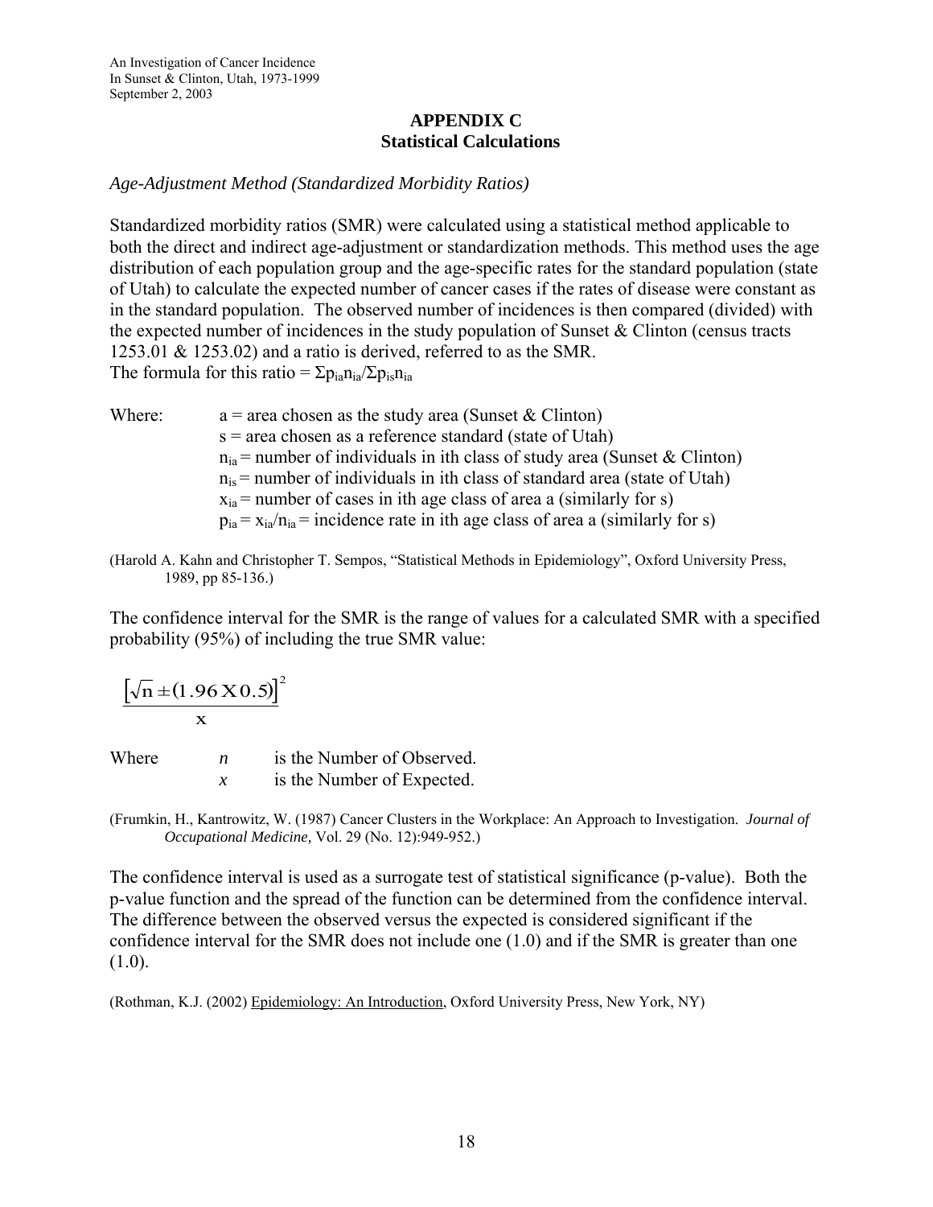## APPENDIX C
## Statistical Calculations

*Age-Adjustment Method (Standardized Morbidity Ratios)*

Standardized morbidity ratios (SMR) were calculated using a statistical method applicable to both the direct and indirect age-adjustment or standardization methods. This method uses the age distribution of each population group and the age-specific rates for the standard population (state of Utah) to calculate the expected number of cancer cases if the rates of disease were constant as in the standard population. The observed number of incidences is then compared (divided) with the expected number of incidences in the study population of Sunset & Clinton (census tracts 1253.01 & 1253.02) and a ratio is derived, referred to as the SMR.
The formula for this ratio = $\Sigma p_{ia} n_{ia} / \Sigma p_{is} n_{ia}$

Where:
- a = area chosen as the study area (Sunset & Clinton)
- s = area chosen as a reference standard (state of Utah)
- $n_{ia}$ = number of individuals in ith class of study area (Sunset & Clinton)
- $n_{is}$ = number of individuals in ith class of standard area (state of Utah)
- $x_{ia}$ = number of cases in ith age class of area a (similarly for s)
- $p_{ia} = x_{ia}/n_{ia}$ = incidence rate in ith age class of area a (similarly for s)

(Harold A. Kahn and Christopher T. Sempos, "Statistical Methods in Epidemiology", Oxford University Press, 1989, pp 85-136.)

The confidence interval for the SMR is the range of values for a calculated SMR with a specified probability (95%) of including the true SMR value:

$$\frac{\left[\sqrt{n} \pm (1.96 \text{ X } 0.5)\right]^2}{x}$$

Where
- *n* is the Number of Observed.
- *x* is the Number of Expected.

(Frumkin, H., Kantrowitz, W. (1987) Cancer Clusters in the Workplace: An Approach to Investigation. *Journal of Occupational Medicine,* Vol. 29 (No. 12):949-952.)

The confidence interval is used as a surrogate test of statistical significance (p-value). Both the p-value function and the spread of the function can be determined from the confidence interval. The difference between the observed versus the expected is considered significant if the confidence interval for the SMR does not include one (1.0) and if the SMR is greater than one (1.0).

(Rothman, K.J. (2002) Epidemiology: An Introduction, Oxford University Press, New York, NY)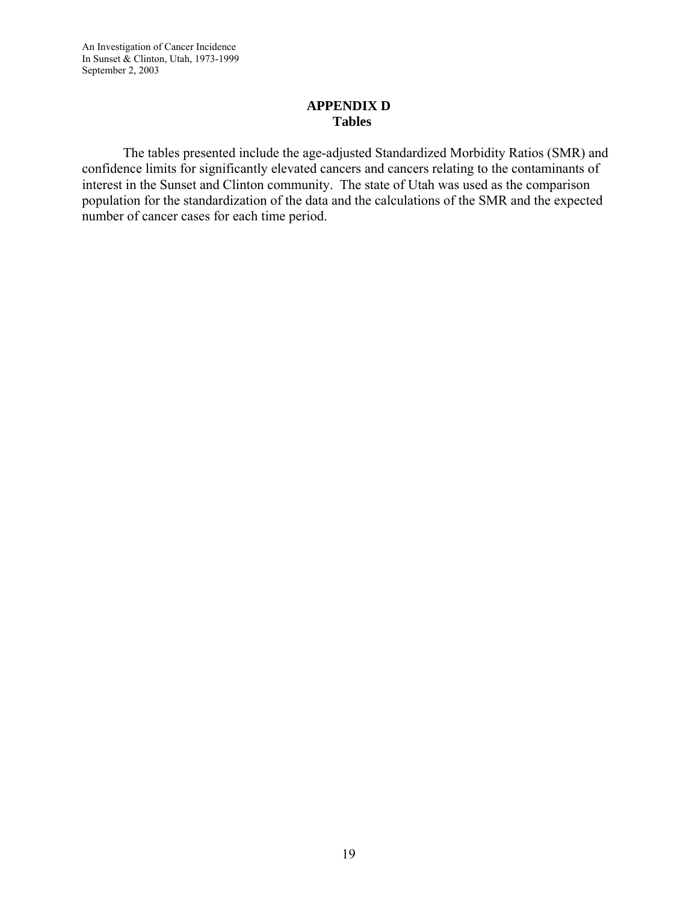# APPENDIX D
## Tables

The tables presented include the age-adjusted Standardized Morbidity Ratios (SMR) and confidence limits for significantly elevated cancers and cancers relating to the contaminants of interest in the Sunset and Clinton community. The state of Utah was used as the comparison population for the standardization of the data and the calculations of the SMR and the expected number of cancer cases for each time period.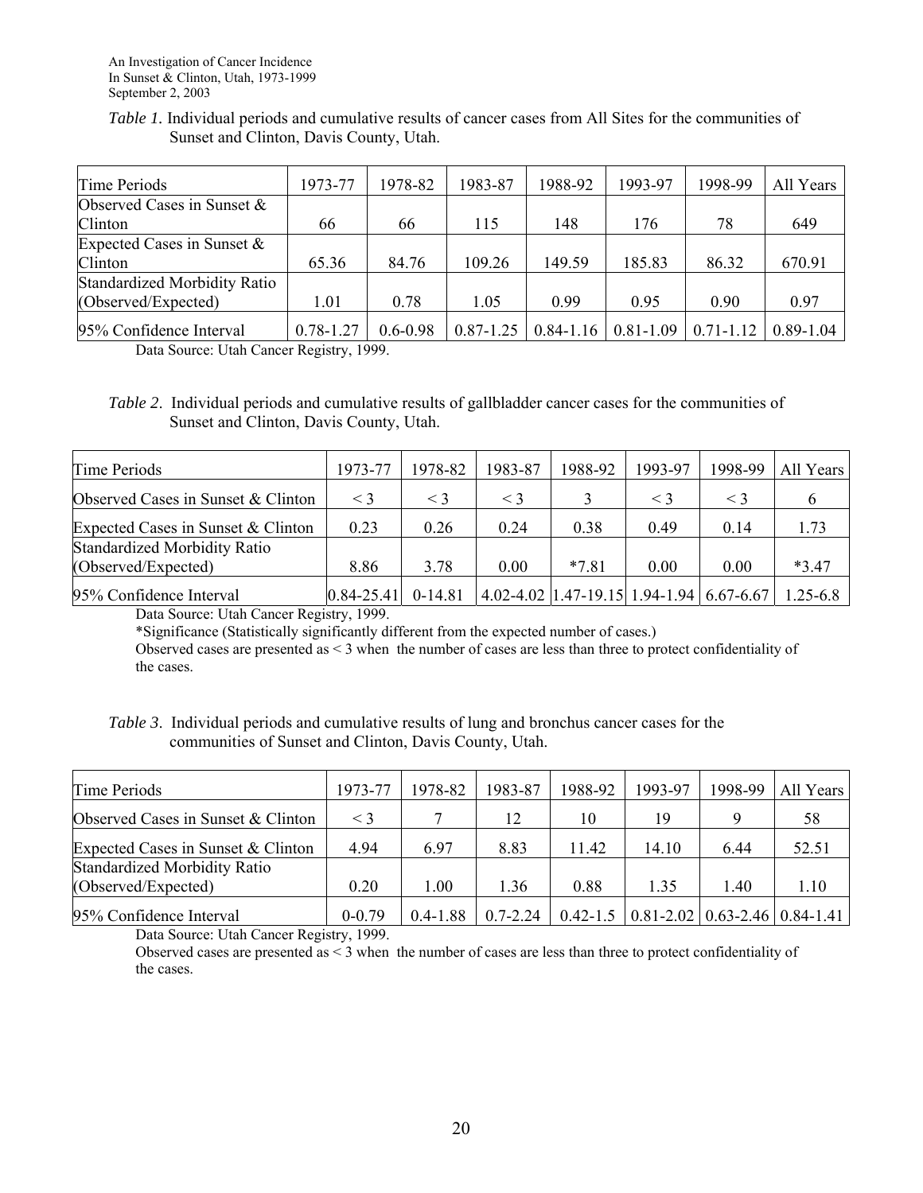*Table 1.* Individual periods and cumulative results of cancer cases from All Sites for the communities of Sunset and Clinton, Davis County, Utah.

| Time Periods | 1973-77 | 1978-82 | 1983-87 | 1988-92 | 1993-97 | 1998-99 | All Years |
|---|---|---|---|---|---|---|---|
| Observed Cases in Sunset & Clinton | 66 | 66 | 115 | 148 | 176 | 78 | 649 |
| Expected Cases in Sunset & Clinton | 65.36 | 84.76 | 109.26 | 149.59 | 185.83 | 86.32 | 670.91 |
| Standardized Morbidity Ratio (Observed/Expected) | 1.01 | 0.78 | 1.05 | 0.99 | 0.95 | 0.90 | 0.97 |
| 95% Confidence Interval | 0.78-1.27 | 0.6-0.98 | 0.87-1.25 | 0.84-1.16 | 0.81-1.09 | 0.71-1.12 | 0.89-1.04 |

Data Source: Utah Cancer Registry, 1999.

*Table 2*. Individual periods and cumulative results of gallbladder cancer cases for the communities of Sunset and Clinton, Davis County, Utah.

| Time Periods | 1973-77 | 1978-82 | 1983-87 | 1988-92 | 1993-97 | 1998-99 | All Years |
|---|---|---|---|---|---|---|---|
| Observed Cases in Sunset & Clinton | < 3 | < 3 | < 3 | 3 | < 3 | < 3 | 6 |
| Expected Cases in Sunset & Clinton | 0.23 | 0.26 | 0.24 | 0.38 | 0.49 | 0.14 | 1.73 |
| Standardized Morbidity Ratio (Observed/Expected) | 8.86 | 3.78 | 0.00 | *7.81 | 0.00 | 0.00 | *3.47 |
| 95% Confidence Interval | 0.84-25.41 | 0-14.81 | 4.02-4.02 | 1.47-19.15 | 1.94-1.94 | 6.67-6.67 | 1.25-6.8 |

Data Source: Utah Cancer Registry, 1999.

*Significance (Statistically significantly different from the expected number of cases.)

Observed cases are presented as < 3 when the number of cases are less than three to protect confidentiality of the cases.

*Table 3*. Individual periods and cumulative results of lung and bronchus cancer cases for the communities of Sunset and Clinton, Davis County, Utah.

| Time Periods | 1973-77 | 1978-82 | 1983-87 | 1988-92 | 1993-97 | 1998-99 | All Years |
|---|---|---|---|---|---|---|---|
| Observed Cases in Sunset & Clinton | < 3 | 7 | 12 | 10 | 19 | 9 | 58 |
| Expected Cases in Sunset & Clinton | 4.94 | 6.97 | 8.83 | 11.42 | 14.10 | 6.44 | 52.51 |
| Standardized Morbidity Ratio (Observed/Expected) | 0.20 | 1.00 | 1.36 | 0.88 | 1.35 | 1.40 | 1.10 |
| 95% Confidence Interval | 0-0.79 | 0.4-1.88 | 0.7-2.24 | 0.42-1.5 | 0.81-2.02 | 0.63-2.46 | 0.84-1.41 |

Data Source: Utah Cancer Registry, 1999.

Observed cases are presented as < 3 when the number of cases are less than three to protect confidentiality of the cases.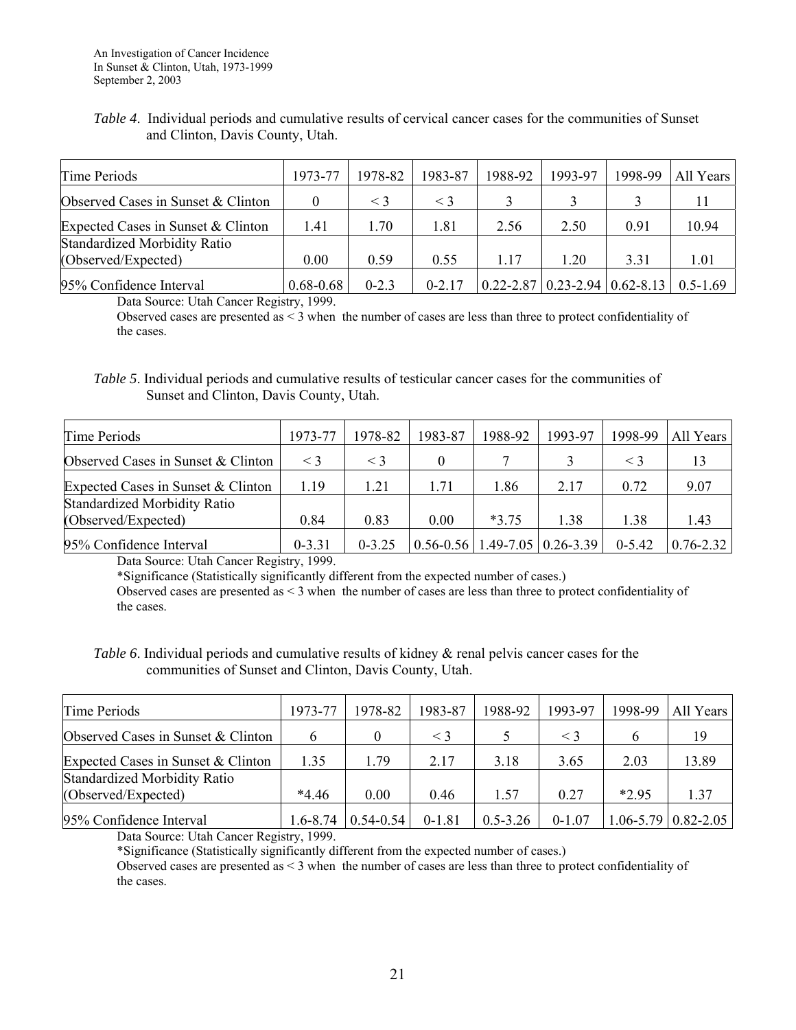*Table 4*. Individual periods and cumulative results of cervical cancer cases for the communities of Sunset and Clinton, Davis County, Utah.

| Time Periods | 1973-77 | 1978-82 | 1983-87 | 1988-92 | 1993-97 | 1998-99 | All Years |
|---|---|---|---|---|---|---|---|
| Observed Cases in Sunset & Clinton | 0 | < 3 | < 3 | 3 | 3 | 3 | 11 |
| Expected Cases in Sunset & Clinton | 1.41 | 1.70 | 1.81 | 2.56 | 2.50 | 0.91 | 10.94 |
| Standardized Morbidity Ratio (Observed/Expected) | 0.00 | 0.59 | 0.55 | 1.17 | 1.20 | 3.31 | 1.01 |
| 95% Confidence Interval | 0.68-0.68 | 0-2.3 | 0-2.17 | 0.22-2.87 | 0.23-2.94 | 0.62-8.13 | 0.5-1.69 |

Data Source: Utah Cancer Registry, 1999.
Observed cases are presented as < 3 when the number of cases are less than three to protect confidentiality of the cases.

*Table 5*. Individual periods and cumulative results of testicular cancer cases for the communities of Sunset and Clinton, Davis County, Utah.

| Time Periods | 1973-77 | 1978-82 | 1983-87 | 1988-92 | 1993-97 | 1998-99 | All Years |
|---|---|---|---|---|---|---|---|
| Observed Cases in Sunset & Clinton | < 3 | < 3 | 0 | 7 | 3 | < 3 | 13 |
| Expected Cases in Sunset & Clinton | 1.19 | 1.21 | 1.71 | 1.86 | 2.17 | 0.72 | 9.07 |
| Standardized Morbidity Ratio (Observed/Expected) | 0.84 | 0.83 | 0.00 | *3.75 | 1.38 | 1.38 | 1.43 |
| 95% Confidence Interval | 0-3.31 | 0-3.25 | 0.56-0.56 | 1.49-7.05 | 0.26-3.39 | 0-5.42 | 0.76-2.32 |

Data Source: Utah Cancer Registry, 1999.
*Significance (Statistically significantly different from the expected number of cases.)
Observed cases are presented as < 3 when the number of cases are less than three to protect confidentiality of the cases.

*Table 6*. Individual periods and cumulative results of kidney & renal pelvis cancer cases for the communities of Sunset and Clinton, Davis County, Utah.

| Time Periods | 1973-77 | 1978-82 | 1983-87 | 1988-92 | 1993-97 | 1998-99 | All Years |
|---|---|---|---|---|---|---|---|
| Observed Cases in Sunset & Clinton | 6 | 0 | < 3 | 5 | < 3 | 6 | 19 |
| Expected Cases in Sunset & Clinton | 1.35 | 1.79 | 2.17 | 3.18 | 3.65 | 2.03 | 13.89 |
| Standardized Morbidity Ratio (Observed/Expected) | *4.46 | 0.00 | 0.46 | 1.57 | 0.27 | *2.95 | 1.37 |
| 95% Confidence Interval | 1.6-8.74 | 0.54-0.54 | 0-1.81 | 0.5-3.26 | 0-1.07 | 1.06-5.79 | 0.82-2.05 |

Data Source: Utah Cancer Registry, 1999.
*Significance (Statistically significantly different from the expected number of cases.)
Observed cases are presented as < 3 when the number of cases are less than three to protect confidentiality of the cases.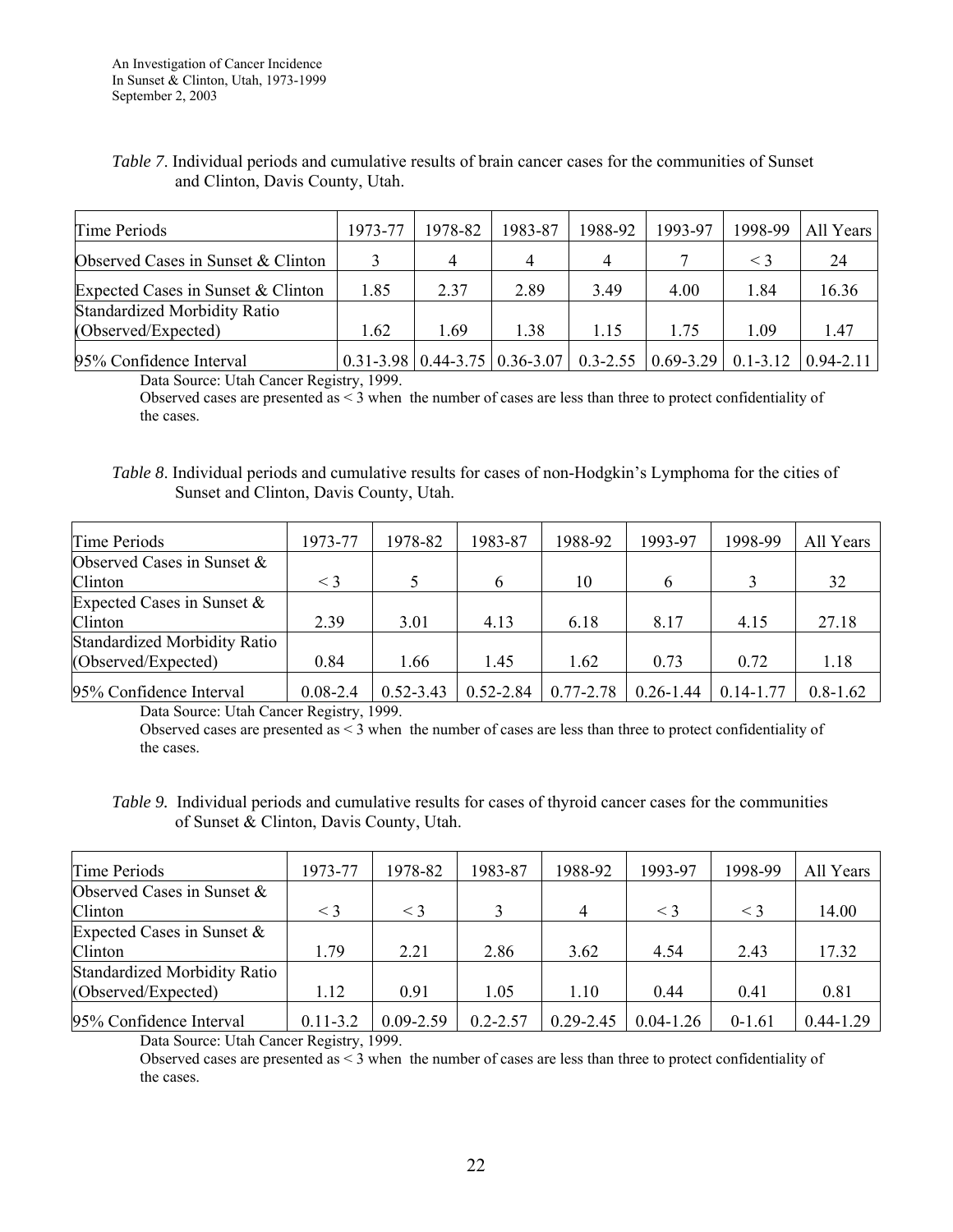*Table 7*. Individual periods and cumulative results of brain cancer cases for the communities of Sunset and Clinton, Davis County, Utah.

| Time Periods | 1973-77 | 1978-82 | 1983-87 | 1988-92 | 1993-97 | 1998-99 | All Years |
|---|---|---|---|---|---|---|---|
| Observed Cases in Sunset & Clinton | 3 | 4 | 4 | 4 | 7 | < 3 | 24 |
| Expected Cases in Sunset & Clinton | 1.85 | 2.37 | 2.89 | 3.49 | 4.00 | 1.84 | 16.36 |
| Standardized Morbidity Ratio (Observed/Expected) | 1.62 | 1.69 | 1.38 | 1.15 | 1.75 | 1.09 | 1.47 |
| 95% Confidence Interval | 0.31-3.98 | 0.44-3.75 | 0.36-3.07 | 0.3-2.55 | 0.69-3.29 | 0.1-3.12 | 0.94-2.11 |

Data Source: Utah Cancer Registry, 1999.
Observed cases are presented as < 3 when the number of cases are less than three to protect confidentiality of the cases.

*Table 8*. Individual periods and cumulative results for cases of non-Hodgkin's Lymphoma for the cities of Sunset and Clinton, Davis County, Utah.

| Time Periods | 1973-77 | 1978-82 | 1983-87 | 1988-92 | 1993-97 | 1998-99 | All Years |
|---|---|---|---|---|---|---|---|
| Observed Cases in Sunset & Clinton | < 3 | 5 | 6 | 10 | 6 | 3 | 32 |
| Expected Cases in Sunset & Clinton | 2.39 | 3.01 | 4.13 | 6.18 | 8.17 | 4.15 | 27.18 |
| Standardized Morbidity Ratio (Observed/Expected) | 0.84 | 1.66 | 1.45 | 1.62 | 0.73 | 0.72 | 1.18 |
| 95% Confidence Interval | 0.08-2.4 | 0.52-3.43 | 0.52-2.84 | 0.77-2.78 | 0.26-1.44 | 0.14-1.77 | 0.8-1.62 |

Data Source: Utah Cancer Registry, 1999.
Observed cases are presented as < 3 when the number of cases are less than three to protect confidentiality of the cases.

*Table 9.* Individual periods and cumulative results for cases of thyroid cancer cases for the communities of Sunset & Clinton, Davis County, Utah.

| Time Periods | 1973-77 | 1978-82 | 1983-87 | 1988-92 | 1993-97 | 1998-99 | All Years |
|---|---|---|---|---|---|---|---|
| Observed Cases in Sunset & Clinton | < 3 | < 3 | 3 | 4 | < 3 | < 3 | 14.00 |
| Expected Cases in Sunset & Clinton | 1.79 | 2.21 | 2.86 | 3.62 | 4.54 | 2.43 | 17.32 |
| Standardized Morbidity Ratio (Observed/Expected) | 1.12 | 0.91 | 1.05 | 1.10 | 0.44 | 0.41 | 0.81 |
| 95% Confidence Interval | 0.11-3.2 | 0.09-2.59 | 0.2-2.57 | 0.29-2.45 | 0.04-1.26 | 0-1.61 | 0.44-1.29 |

Data Source: Utah Cancer Registry, 1999.
Observed cases are presented as < 3 when the number of cases are less than three to protect confidentiality of the cases.